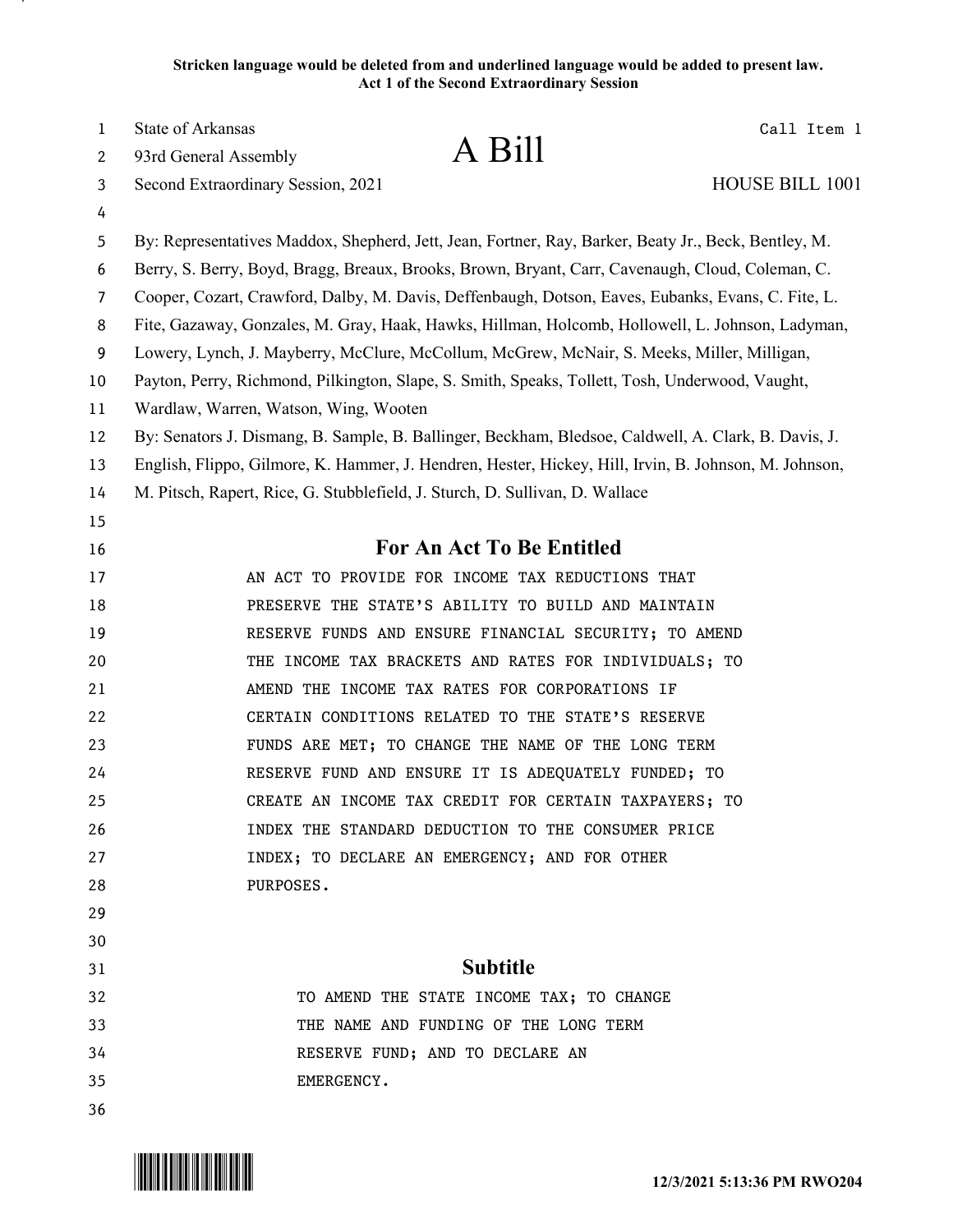**Stricken language would be deleted from and underlined language would be added to present law.**
**Act 1 of the Second Extraordinary Session**

State of Arkansas
93rd General Assembly
Second Extraordinary Session, 2021

# A Bill

Call Item 1

HOUSE BILL 1001

By: Representatives Maddox, Shepherd, Jett, Jean, Fortner, Ray, Barker, Beaty Jr., Beck, Bentley, M. Berry, S. Berry, Boyd, Bragg, Breaux, Brooks, Brown, Bryant, Carr, Cavenaugh, Cloud, Coleman, C. Cooper, Cozart, Crawford, Dalby, M. Davis, Deffenbaugh, Dotson, Eaves, Eubanks, Evans, C. Fite, L. Fite, Gazaway, Gonzales, M. Gray, Haak, Hawks, Hillman, Holcomb, Hollowell, L. Johnson, Ladyman, Lowery, Lynch, J. Mayberry, McClure, McCollum, McGrew, McNair, S. Meeks, Miller, Milligan, Payton, Perry, Richmond, Pilkington, Slape, S. Smith, Speaks, Tollett, Tosh, Underwood, Vaught, Wardlaw, Warren, Watson, Wing, Wooten

By: Senators J. Dismang, B. Sample, B. Ballinger, Beckham, Bledsoe, Caldwell, A. Clark, B. Davis, J. English, Flippo, Gilmore, K. Hammer, J. Hendren, Hester, Hickey, Hill, Irvin, B. Johnson, M. Johnson, M. Pitsch, Rapert, Rice, G. Stubblefield, J. Sturch, D. Sullivan, D. Wallace

## For An Act To Be Entitled

AN ACT TO PROVIDE FOR INCOME TAX REDUCTIONS THAT PRESERVE THE STATE'S ABILITY TO BUILD AND MAINTAIN RESERVE FUNDS AND ENSURE FINANCIAL SECURITY; TO AMEND THE INCOME TAX BRACKETS AND RATES FOR INDIVIDUALS; TO AMEND THE INCOME TAX RATES FOR CORPORATIONS IF CERTAIN CONDITIONS RELATED TO THE STATE'S RESERVE FUNDS ARE MET; TO CHANGE THE NAME OF THE LONG TERM RESERVE FUND AND ENSURE IT IS ADEQUATELY FUNDED; TO CREATE AN INCOME TAX CREDIT FOR CERTAIN TAXPAYERS; TO INDEX THE STANDARD DEDUCTION TO THE CONSUMER PRICE INDEX; TO DECLARE AN EMERGENCY; AND FOR OTHER PURPOSES.

## Subtitle

TO AMEND THE STATE INCOME TAX; TO CHANGE THE NAME AND FUNDING OF THE LONG TERM RESERVE FUND; AND TO DECLARE AN EMERGENCY.

12/3/2021 5:13:36 PM RWO204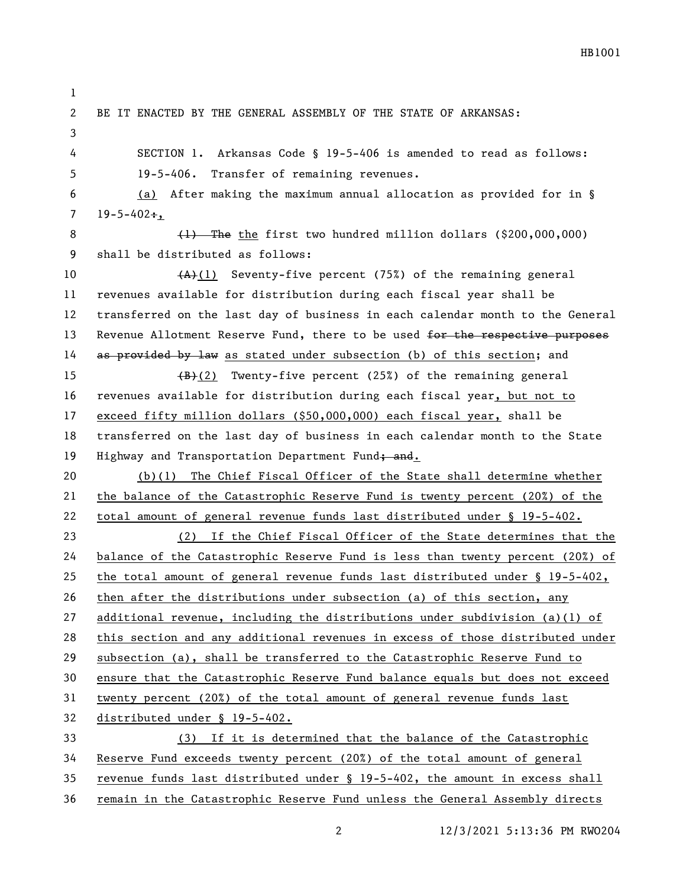BE IT ENACTED BY THE GENERAL ASSEMBLY OF THE STATE OF ARKANSAS:

SECTION 1. Arkansas Code § 19-5-406 is amended to read as follows:

19-5-406. Transfer of remaining revenues.

(a) After making the maximum annual allocation as provided for in § 19-5-402:,

~~(1) The~~ the first two hundred million dollars ($200,000,000) shall be distributed as follows:

~~(A)~~(1) Seventy-five percent (75%) of the remaining general revenues available for distribution during each fiscal year shall be transferred on the last day of business in each calendar month to the General Revenue Allotment Reserve Fund, there to be used ~~for the respective purposes as provided by law~~ as stated under subsection (b) of this section; and

~~(B)~~(2) Twenty-five percent (25%) of the remaining general revenues available for distribution during each fiscal year, but not to exceed fifty million dollars ($50,000,000) each fiscal year, shall be transferred on the last day of business in each calendar month to the State Highway and Transportation Department Fund~~; and~~.

(b)(1) The Chief Fiscal Officer of the State shall determine whether the balance of the Catastrophic Reserve Fund is twenty percent (20%) of the total amount of general revenue funds last distributed under § 19-5-402.

(2) If the Chief Fiscal Officer of the State determines that the balance of the Catastrophic Reserve Fund is less than twenty percent (20%) of the total amount of general revenue funds last distributed under § 19-5-402, then after the distributions under subsection (a) of this section, any additional revenue, including the distributions under subdivision (a)(1) of this section and any additional revenues in excess of those distributed under subsection (a), shall be transferred to the Catastrophic Reserve Fund to ensure that the Catastrophic Reserve Fund balance equals but does not exceed twenty percent (20%) of the total amount of general revenue funds last distributed under § 19-5-402.

(3) If it is determined that the balance of the Catastrophic Reserve Fund exceeds twenty percent (20%) of the total amount of general revenue funds last distributed under § 19-5-402, the amount in excess shall remain in the Catastrophic Reserve Fund unless the General Assembly directs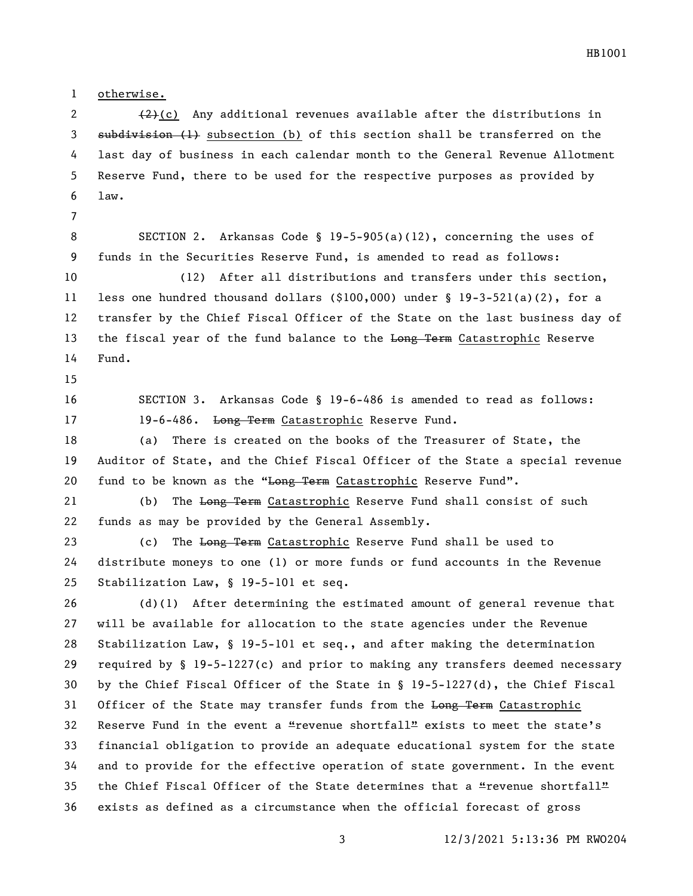otherwise.

~~(2)~~(c) Any additional revenues available after the distributions in ~~subdivision (1)~~ subsection (b) of this section shall be transferred on the last day of business in each calendar month to the General Revenue Allotment Reserve Fund, there to be used for the respective purposes as provided by law.

SECTION 2. Arkansas Code § 19-5-905(a)(12), concerning the uses of funds in the Securities Reserve Fund, is amended to read as follows:

(12) After all distributions and transfers under this section, less one hundred thousand dollars ($100,000) under § 19-3-521(a)(2), for a transfer by the Chief Fiscal Officer of the State on the last business day of the fiscal year of the fund balance to the ~~Long Term~~ Catastrophic Reserve Fund.

SECTION 3. Arkansas Code § 19-6-486 is amended to read as follows:

19-6-486. ~~Long Term~~ Catastrophic Reserve Fund.

(a) There is created on the books of the Treasurer of State, the Auditor of State, and the Chief Fiscal Officer of the State a special revenue fund to be known as the "~~Long Term~~ Catastrophic Reserve Fund".

(b) The ~~Long Term~~ Catastrophic Reserve Fund shall consist of such funds as may be provided by the General Assembly.

(c) The ~~Long Term~~ Catastrophic Reserve Fund shall be used to distribute moneys to one (1) or more funds or fund accounts in the Revenue Stabilization Law, § 19-5-101 et seq.

(d)(1) After determining the estimated amount of general revenue that will be available for allocation to the state agencies under the Revenue Stabilization Law, § 19-5-101 et seq., and after making the determination required by § 19-5-1227(c) and prior to making any transfers deemed necessary by the Chief Fiscal Officer of the State in § 19-5-1227(d), the Chief Fiscal Officer of the State may transfer funds from the ~~Long Term~~ Catastrophic Reserve Fund in the event a "revenue shortfall" exists to meet the state's financial obligation to provide an adequate educational system for the state and to provide for the effective operation of state government. In the event the Chief Fiscal Officer of the State determines that a "revenue shortfall" exists as defined as a circumstance when the official forecast of gross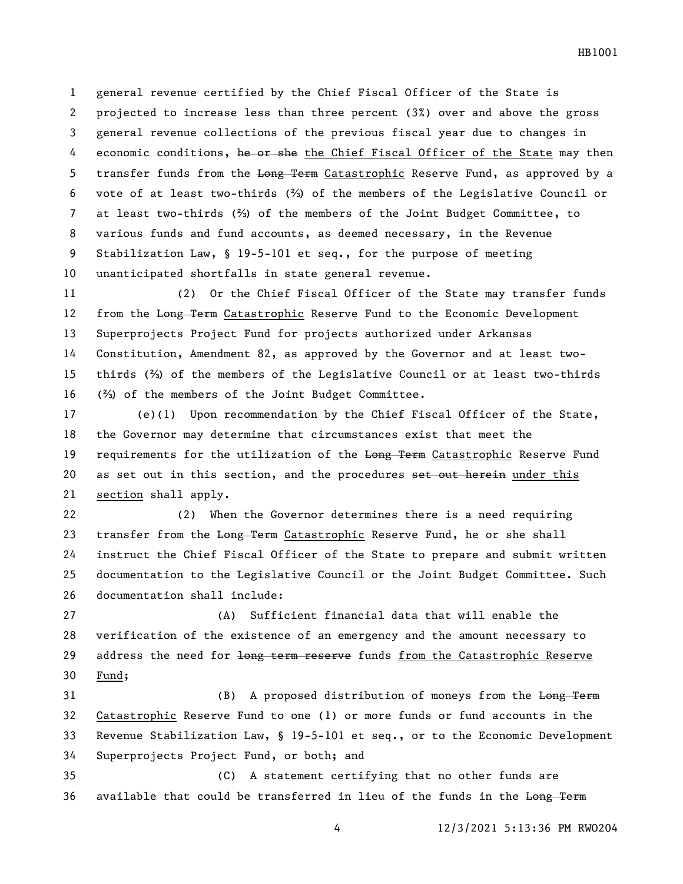general revenue certified by the Chief Fiscal Officer of the State is projected to increase less than three percent (3%) over and above the gross general revenue collections of the previous fiscal year due to changes in economic conditions, ~~he or she~~ the Chief Fiscal Officer of the State may then transfer funds from the ~~Long Term~~ Catastrophic Reserve Fund, as approved by a vote of at least two-thirds (⅔) of the members of the Legislative Council or at least two-thirds (⅔) of the members of the Joint Budget Committee, to various funds and fund accounts, as deemed necessary, in the Revenue Stabilization Law, § 19-5-101 et seq., for the purpose of meeting unanticipated shortfalls in state general revenue.

(2) Or the Chief Fiscal Officer of the State may transfer funds from the ~~Long Term~~ Catastrophic Reserve Fund to the Economic Development Superprojects Project Fund for projects authorized under Arkansas Constitution, Amendment 82, as approved by the Governor and at least two-thirds (⅔) of the members of the Legislative Council or at least two-thirds (⅔) of the members of the Joint Budget Committee.

(e)(1) Upon recommendation by the Chief Fiscal Officer of the State, the Governor may determine that circumstances exist that meet the requirements for the utilization of the ~~Long Term~~ Catastrophic Reserve Fund as set out in this section, and the procedures ~~set out herein~~ under this section shall apply.

(2) When the Governor determines there is a need requiring transfer from the ~~Long Term~~ Catastrophic Reserve Fund, he or she shall instruct the Chief Fiscal Officer of the State to prepare and submit written documentation to the Legislative Council or the Joint Budget Committee. Such documentation shall include:

(A) Sufficient financial data that will enable the verification of the existence of an emergency and the amount necessary to address the need for ~~long term reserve~~ funds from the Catastrophic Reserve Fund;

(B) A proposed distribution of moneys from the ~~Long Term~~ Catastrophic Reserve Fund to one (1) or more funds or fund accounts in the Revenue Stabilization Law, § 19-5-101 et seq., or to the Economic Development Superprojects Project Fund, or both; and

(C) A statement certifying that no other funds are available that could be transferred in lieu of the funds in the ~~Long Term~~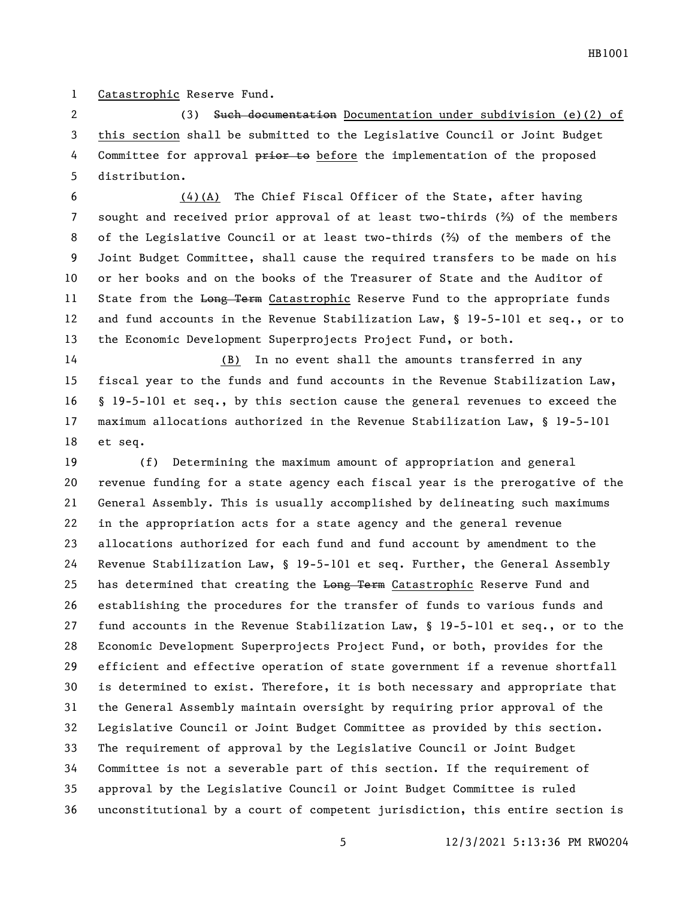Catastrophic Reserve Fund.

(3) ~~Such documentation~~ Documentation under subdivision (e)(2) of this section shall be submitted to the Legislative Council or Joint Budget Committee for approval ~~prior to~~ before the implementation of the proposed distribution.

(4)(A) The Chief Fiscal Officer of the State, after having sought and received prior approval of at least two-thirds (⅔) of the members of the Legislative Council or at least two-thirds (⅔) of the members of the Joint Budget Committee, shall cause the required transfers to be made on his or her books and on the books of the Treasurer of State and the Auditor of State from the ~~Long Term~~ Catastrophic Reserve Fund to the appropriate funds and fund accounts in the Revenue Stabilization Law, § 19-5-101 et seq., or to the Economic Development Superprojects Project Fund, or both.

(B) In no event shall the amounts transferred in any fiscal year to the funds and fund accounts in the Revenue Stabilization Law, § 19-5-101 et seq., by this section cause the general revenues to exceed the maximum allocations authorized in the Revenue Stabilization Law, § 19-5-101 et seq.

(f) Determining the maximum amount of appropriation and general revenue funding for a state agency each fiscal year is the prerogative of the General Assembly. This is usually accomplished by delineating such maximums in the appropriation acts for a state agency and the general revenue allocations authorized for each fund and fund account by amendment to the Revenue Stabilization Law, § 19-5-101 et seq. Further, the General Assembly has determined that creating the ~~Long Term~~ Catastrophic Reserve Fund and establishing the procedures for the transfer of funds to various funds and fund accounts in the Revenue Stabilization Law, § 19-5-101 et seq., or to the Economic Development Superprojects Project Fund, or both, provides for the efficient and effective operation of state government if a revenue shortfall is determined to exist. Therefore, it is both necessary and appropriate that the General Assembly maintain oversight by requiring prior approval of the Legislative Council or Joint Budget Committee as provided by this section. The requirement of approval by the Legislative Council or Joint Budget Committee is not a severable part of this section. If the requirement of approval by the Legislative Council or Joint Budget Committee is ruled unconstitutional by a court of competent jurisdiction, this entire section is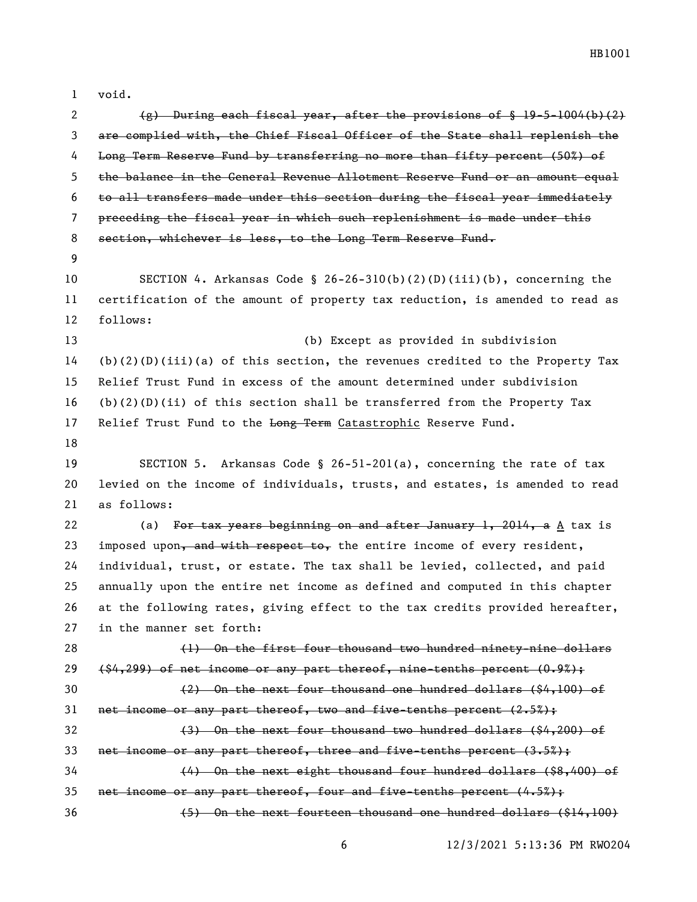void.

~~(g) During each fiscal year, after the provisions of § 19-5-1004(b)(2) are complied with, the Chief Fiscal Officer of the State shall replenish the Long Term Reserve Fund by transferring no more than fifty percent (50%) of the balance in the General Revenue Allotment Reserve Fund or an amount equal to all transfers made under this section during the fiscal year immediately preceding the fiscal year in which such replenishment is made under this section, whichever is less, to the Long Term Reserve Fund.~~

SECTION 4. Arkansas Code § 26-26-310(b)(2)(D)(iii)(b), concerning the certification of the amount of property tax reduction, is amended to read as follows:

(b) Except as provided in subdivision (b)(2)(D)(iii)(a) of this section, the revenues credited to the Property Tax Relief Trust Fund in excess of the amount determined under subdivision (b)(2)(D)(ii) of this section shall be transferred from the Property Tax Relief Trust Fund to the ~~Long Term~~ <u>Catastrophic</u> Reserve Fund.

SECTION 5. Arkansas Code § 26-51-201(a), concerning the rate of tax levied on the income of individuals, trusts, and estates, is amended to read as follows:

(a) ~~For tax years beginning on and after January 1, 2014, a~~ <u>A</u> tax is imposed upon~~, and with respect to,~~ the entire income of every resident, individual, trust, or estate. The tax shall be levied, collected, and paid annually upon the entire net income as defined and computed in this chapter at the following rates, giving effect to the tax credits provided hereafter, in the manner set forth:

~~(1) On the first four thousand two hundred ninety-nine dollars ($4,299) of net income or any part thereof, nine-tenths percent (0.9%);~~

~~(2) On the next four thousand one hundred dollars ($4,100) of net income or any part thereof, two and five-tenths percent (2.5%);~~

~~(3) On the next four thousand two hundred dollars ($4,200) of net income or any part thereof, three and five-tenths percent (3.5%);~~

~~(4) On the next eight thousand four hundred dollars ($8,400) of net income or any part thereof, four and five-tenths percent (4.5%);~~

~~(5) On the next fourteen thousand one hundred dollars ($14,100)~~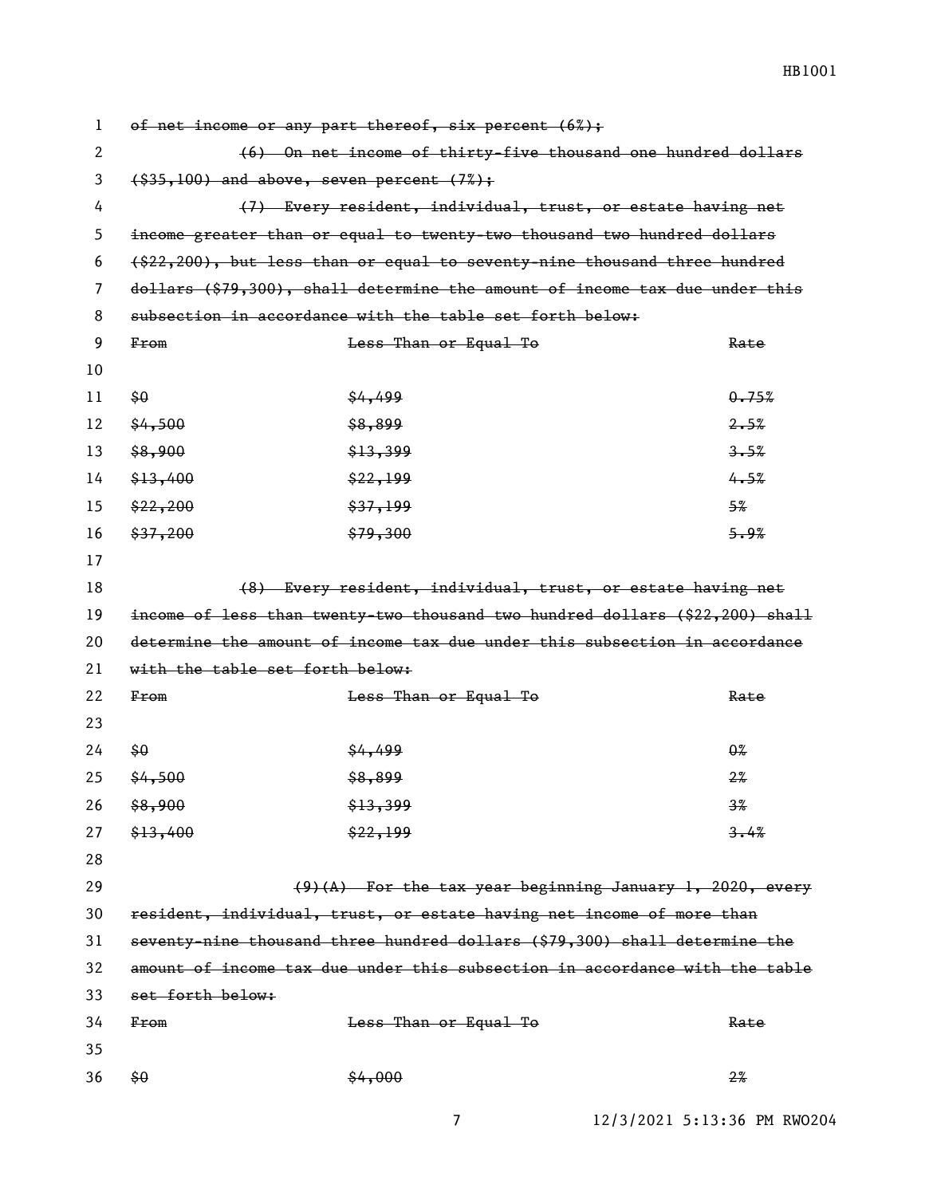~~of net income or any part thereof, six percent (6%);~~

~~(6) On net income of thirty-five thousand one hundred dollars ($35,100) and above, seven percent (7%);~~

~~(7) Every resident, individual, trust, or estate having net income greater than or equal to twenty-two thousand two hundred dollars ($22,200), but less than or equal to seventy-nine thousand three hundred dollars ($79,300), shall determine the amount of income tax due under this subsection in accordance with the table set forth below:~~

| ~~From~~ | ~~Less Than or Equal To~~ | ~~Rate~~ |
|---|---|---|
| ~~$0~~ | ~~$4,499~~ | ~~0.75%~~ |
| ~~$4,500~~ | ~~$8,899~~ | ~~2.5%~~ |
| ~~$8,900~~ | ~~$13,399~~ | ~~3.5%~~ |
| ~~$13,400~~ | ~~$22,199~~ | ~~4.5%~~ |
| ~~$22,200~~ | ~~$37,199~~ | ~~5%~~ |
| ~~$37,200~~ | ~~$79,300~~ | ~~5.9%~~ |

~~(8) Every resident, individual, trust, or estate having net income of less than twenty-two thousand two hundred dollars ($22,200) shall determine the amount of income tax due under this subsection in accordance with the table set forth below:~~

| ~~From~~ | ~~Less Than or Equal To~~ | ~~Rate~~ |
|---|---|---|
| ~~$0~~ | ~~$4,499~~ | ~~0%~~ |
| ~~$4,500~~ | ~~$8,899~~ | ~~2%~~ |
| ~~$8,900~~ | ~~$13,399~~ | ~~3%~~ |
| ~~$13,400~~ | ~~$22,199~~ | ~~3.4%~~ |

~~(9)(A) For the tax year beginning January 1, 2020, every resident, individual, trust, or estate having net income of more than seventy-nine thousand three hundred dollars ($79,300) shall determine the amount of income tax due under this subsection in accordance with the table set forth below:~~

| ~~From~~ | ~~Less Than or Equal To~~ | ~~Rate~~ |
|---|---|---|
| ~~$0~~ | ~~$4,000~~ | ~~2%~~ |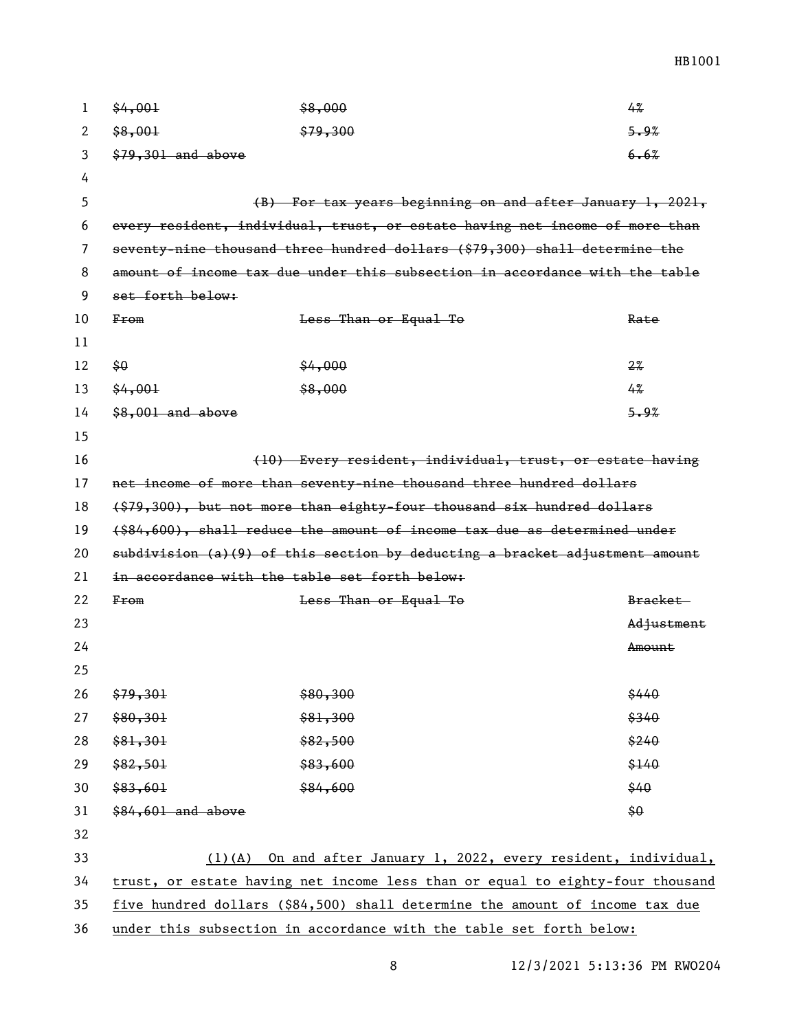| | | |
|---|---|---|
| ~~$4,001~~ | ~~$8,000~~ | ~~4%~~ |
| ~~$8,001~~ | ~~$79,300~~ | ~~5.9%~~ |
| ~~$79,301 and above~~ | | ~~6.6%~~ |

~~(B) For tax years beginning on and after January 1, 2021, every resident, individual, trust, or estate having net income of more than seventy-nine thousand three hundred dollars ($79,300) shall determine the amount of income tax due under this subsection in accordance with the table set forth below:~~

| ~~From~~ | ~~Less Than or Equal To~~ | ~~Rate~~ |
|---|---|---|
| ~~$0~~ | ~~$4,000~~ | ~~2%~~ |
| ~~$4,001~~ | ~~$8,000~~ | ~~4%~~ |
| ~~$8,001 and above~~ | | ~~5.9%~~ |

~~(10) Every resident, individual, trust, or estate having net income of more than seventy-nine thousand three hundred dollars ($79,300), but not more than eighty-four thousand six hundred dollars ($84,600), shall reduce the amount of income tax due as determined under subdivision (a)(9) of this section by deducting a bracket adjustment amount in accordance with the table set forth below:~~

| ~~From~~ | ~~Less Than or Equal To~~ | ~~Bracket Adjustment Amount~~ |
|---|---|---|
| ~~$79,301~~ | ~~$80,300~~ | ~~$440~~ |
| ~~$80,301~~ | ~~$81,300~~ | ~~$340~~ |
| ~~$81,301~~ | ~~$82,500~~ | ~~$240~~ |
| ~~$82,501~~ | ~~$83,600~~ | ~~$140~~ |
| ~~$83,601~~ | ~~$84,600~~ | ~~$40~~ |
| ~~$84,601 and above~~ | | ~~$0~~ |

<u>(1)(A) On and after January 1, 2022, every resident, individual, trust, or estate having net income less than or equal to eighty-four thousand five hundred dollars ($84,500) shall determine the amount of income tax due under this subsection in accordance with the table set forth below:</u>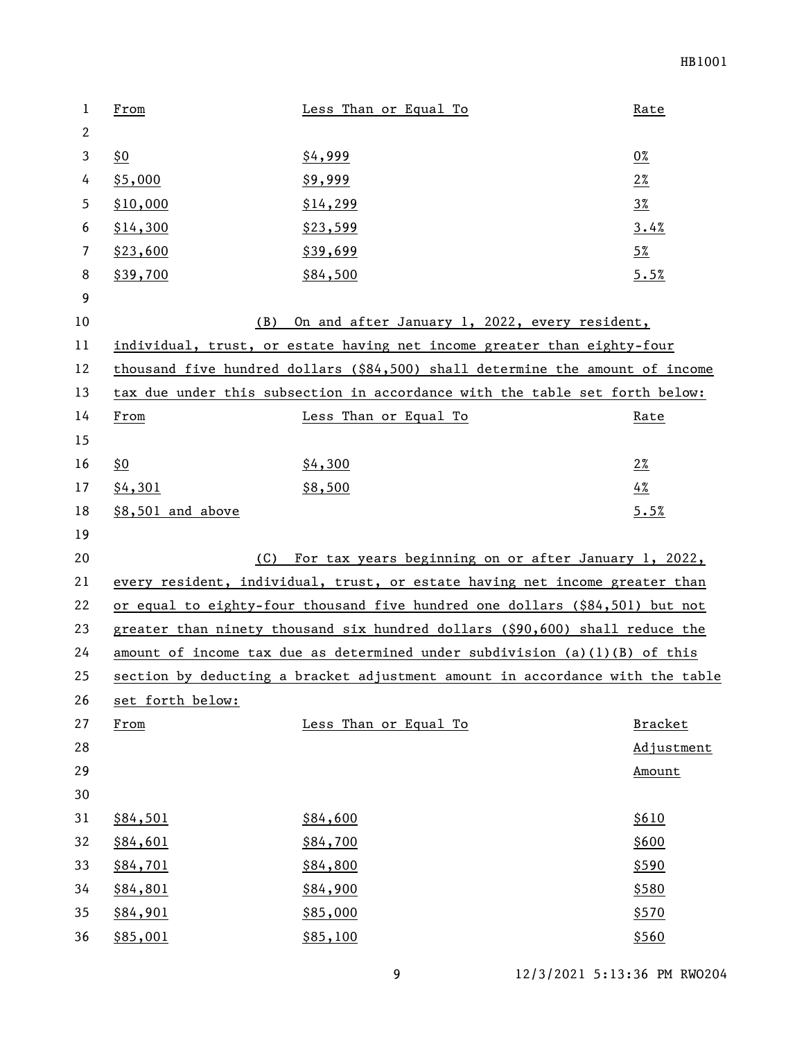| From | Less Than or Equal To | Rate |
|---|---|---|
| $0 | $4,999 | 0% |
| $5,000 | $9,999 | 2% |
| $10,000 | $14,299 | 3% |
| $14,300 | $23,599 | 3.4% |
| $23,600 | $39,699 | 5% |
| $39,700 | $84,500 | 5.5% |

(B) On and after January 1, 2022, every resident, individual, trust, or estate having net income greater than eighty-four thousand five hundred dollars ($84,500) shall determine the amount of income tax due under this subsection in accordance with the table set forth below:

| From | Less Than or Equal To | Rate |
|---|---|---|
| $0 | $4,300 | 2% |
| $4,301 | $8,500 | 4% |
| $8,501 and above | | 5.5% |

(C) For tax years beginning on or after January 1, 2022, every resident, individual, trust, or estate having net income greater than or equal to eighty-four thousand five hundred one dollars ($84,501) but not greater than ninety thousand six hundred dollars ($90,600) shall reduce the amount of income tax due as determined under subdivision (a)(1)(B) of this section by deducting a bracket adjustment amount in accordance with the table set forth below:

| From | Less Than or Equal To | Bracket Adjustment Amount |
|---|---|---|
| $84,501 | $84,600 | $610 |
| $84,601 | $84,700 | $600 |
| $84,701 | $84,800 | $590 |
| $84,801 | $84,900 | $580 |
| $84,901 | $85,000 | $570 |
| $85,001 | $85,100 | $560 |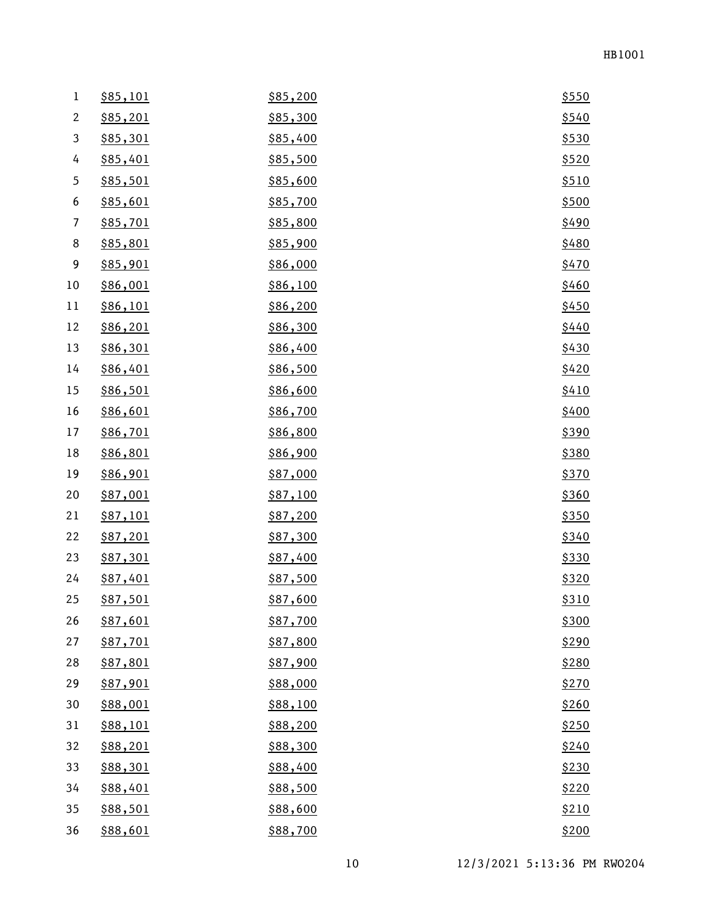| | | |
|---|---|---|
| $85,101 | $85,200 | $550 |
| $85,201 | $85,300 | $540 |
| $85,301 | $85,400 | $530 |
| $85,401 | $85,500 | $520 |
| $85,501 | $85,600 | $510 |
| $85,601 | $85,700 | $500 |
| $85,701 | $85,800 | $490 |
| $85,801 | $85,900 | $480 |
| $85,901 | $86,000 | $470 |
| $86,001 | $86,100 | $460 |
| $86,101 | $86,200 | $450 |
| $86,201 | $86,300 | $440 |
| $86,301 | $86,400 | $430 |
| $86,401 | $86,500 | $420 |
| $86,501 | $86,600 | $410 |
| $86,601 | $86,700 | $400 |
| $86,701 | $86,800 | $390 |
| $86,801 | $86,900 | $380 |
| $86,901 | $87,000 | $370 |
| $87,001 | $87,100 | $360 |
| $87,101 | $87,200 | $350 |
| $87,201 | $87,300 | $340 |
| $87,301 | $87,400 | $330 |
| $87,401 | $87,500 | $320 |
| $87,501 | $87,600 | $310 |
| $87,601 | $87,700 | $300 |
| $87,701 | $87,800 | $290 |
| $87,801 | $87,900 | $280 |
| $87,901 | $88,000 | $270 |
| $88,001 | $88,100 | $260 |
| $88,101 | $88,200 | $250 |
| $88,201 | $88,300 | $240 |
| $88,301 | $88,400 | $230 |
| $88,401 | $88,500 | $220 |
| $88,501 | $88,600 | $210 |
| $88,601 | $88,700 | $200 |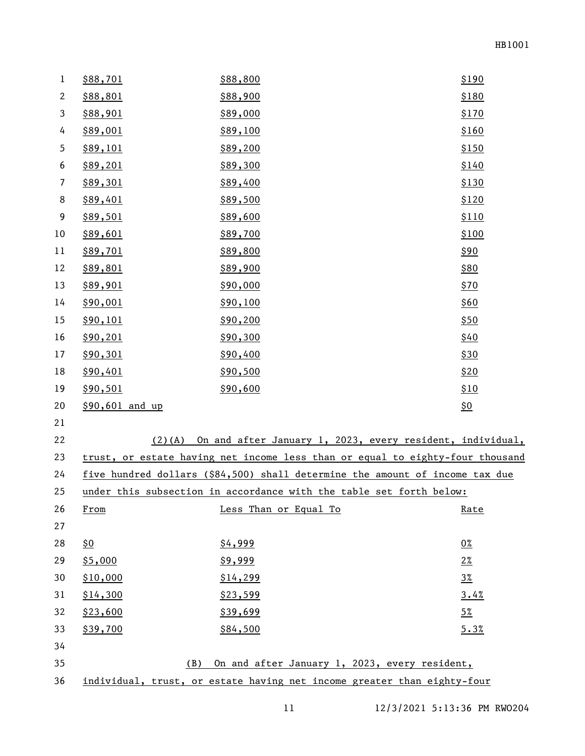| | | |
|---|---|---|
| $88,701 | $88,800 | $190 |
| $88,801 | $88,900 | $180 |
| $88,901 | $89,000 | $170 |
| $89,001 | $89,100 | $160 |
| $89,101 | $89,200 | $150 |
| $89,201 | $89,300 | $140 |
| $89,301 | $89,400 | $130 |
| $89,401 | $89,500 | $120 |
| $89,501 | $89,600 | $110 |
| $89,601 | $89,700 | $100 |
| $89,701 | $89,800 | $90 |
| $89,801 | $89,900 | $80 |
| $89,901 | $90,000 | $70 |
| $90,001 | $90,100 | $60 |
| $90,101 | $90,200 | $50 |
| $90,201 | $90,300 | $40 |
| $90,301 | $90,400 | $30 |
| $90,401 | $90,500 | $20 |
| $90,501 | $90,600 | $10 |
| $90,601 and up | | $0 |

(2)(A) On and after January 1, 2023, every resident, individual, trust, or estate having net income less than or equal to eighty-four thousand five hundred dollars ($84,500) shall determine the amount of income tax due under this subsection in accordance with the table set forth below:

| From | Less Than or Equal To | Rate |
|---|---|---|
| $0 | $4,999 | 0% |
| $5,000 | $9,999 | 2% |
| $10,000 | $14,299 | 3% |
| $14,300 | $23,599 | 3.4% |
| $23,600 | $39,699 | 5% |
| $39,700 | $84,500 | 5.3% |

(B) On and after January 1, 2023, every resident, individual, trust, or estate having net income greater than eighty-four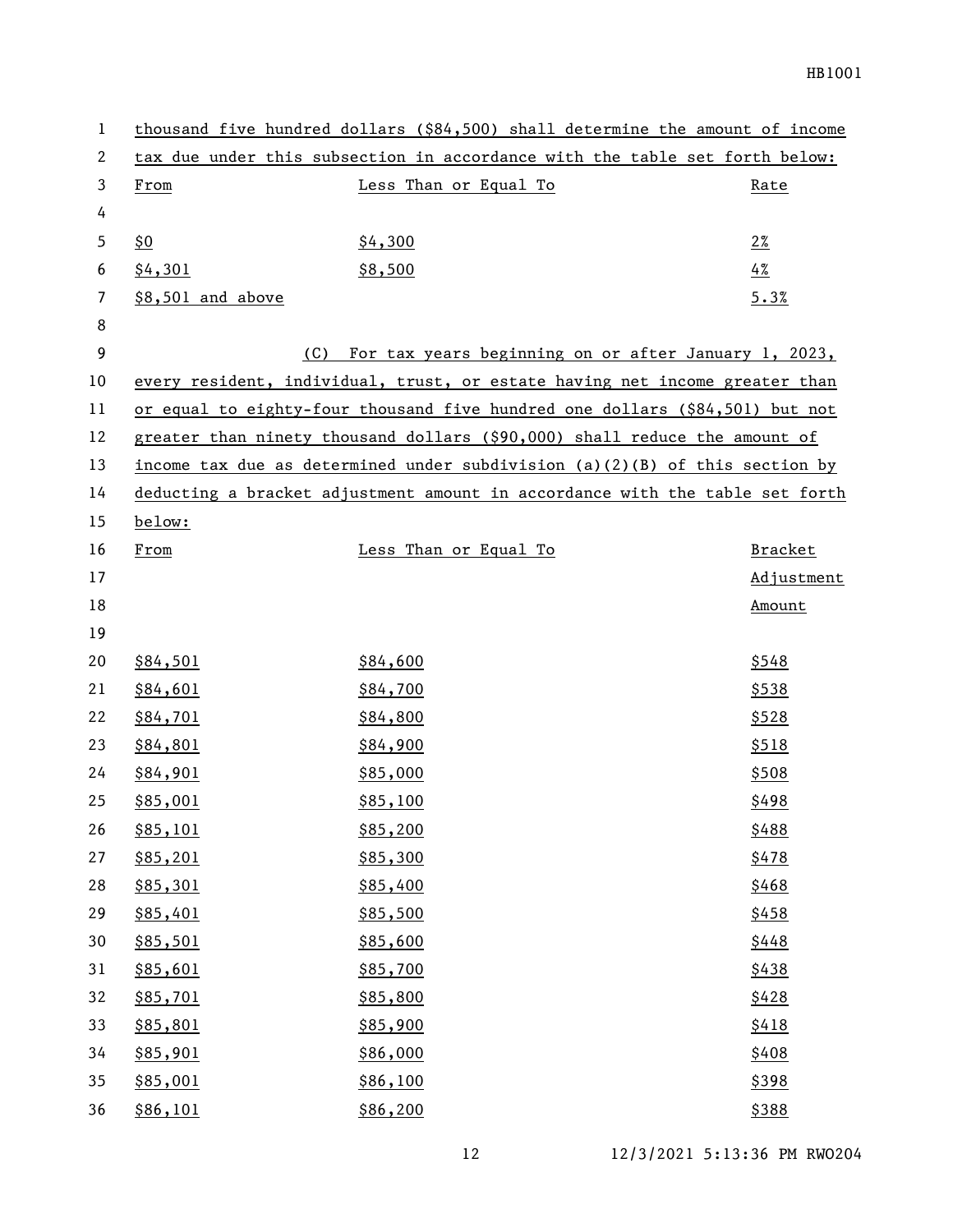thousand five hundred dollars ($84,500) shall determine the amount of income tax due under this subsection in accordance with the table set forth below:

| From | Less Than or Equal To | Rate |
|---|---|---|
| $0 | $4,300 | 2% |
| $4,301 | $8,500 | 4% |
| $8,501 and above | | 5.3% |

(C) For tax years beginning on or after January 1, 2023, every resident, individual, trust, or estate having net income greater than or equal to eighty-four thousand five hundred one dollars ($84,501) but not greater than ninety thousand dollars ($90,000) shall reduce the amount of income tax due as determined under subdivision (a)(2)(B) of this section by deducting a bracket adjustment amount in accordance with the table set forth below:

| From | Less Than or Equal To | Bracket Adjustment Amount |
|---|---|---|
| $84,501 | $84,600 | $548 |
| $84,601 | $84,700 | $538 |
| $84,701 | $84,800 | $528 |
| $84,801 | $84,900 | $518 |
| $84,901 | $85,000 | $508 |
| $85,001 | $85,100 | $498 |
| $85,101 | $85,200 | $488 |
| $85,201 | $85,300 | $478 |
| $85,301 | $85,400 | $468 |
| $85,401 | $85,500 | $458 |
| $85,501 | $85,600 | $448 |
| $85,601 | $85,700 | $438 |
| $85,701 | $85,800 | $428 |
| $85,801 | $85,900 | $418 |
| $85,901 | $86,000 | $408 |
| $85,001 | $86,100 | $398 |
| $86,101 | $86,200 | $388 |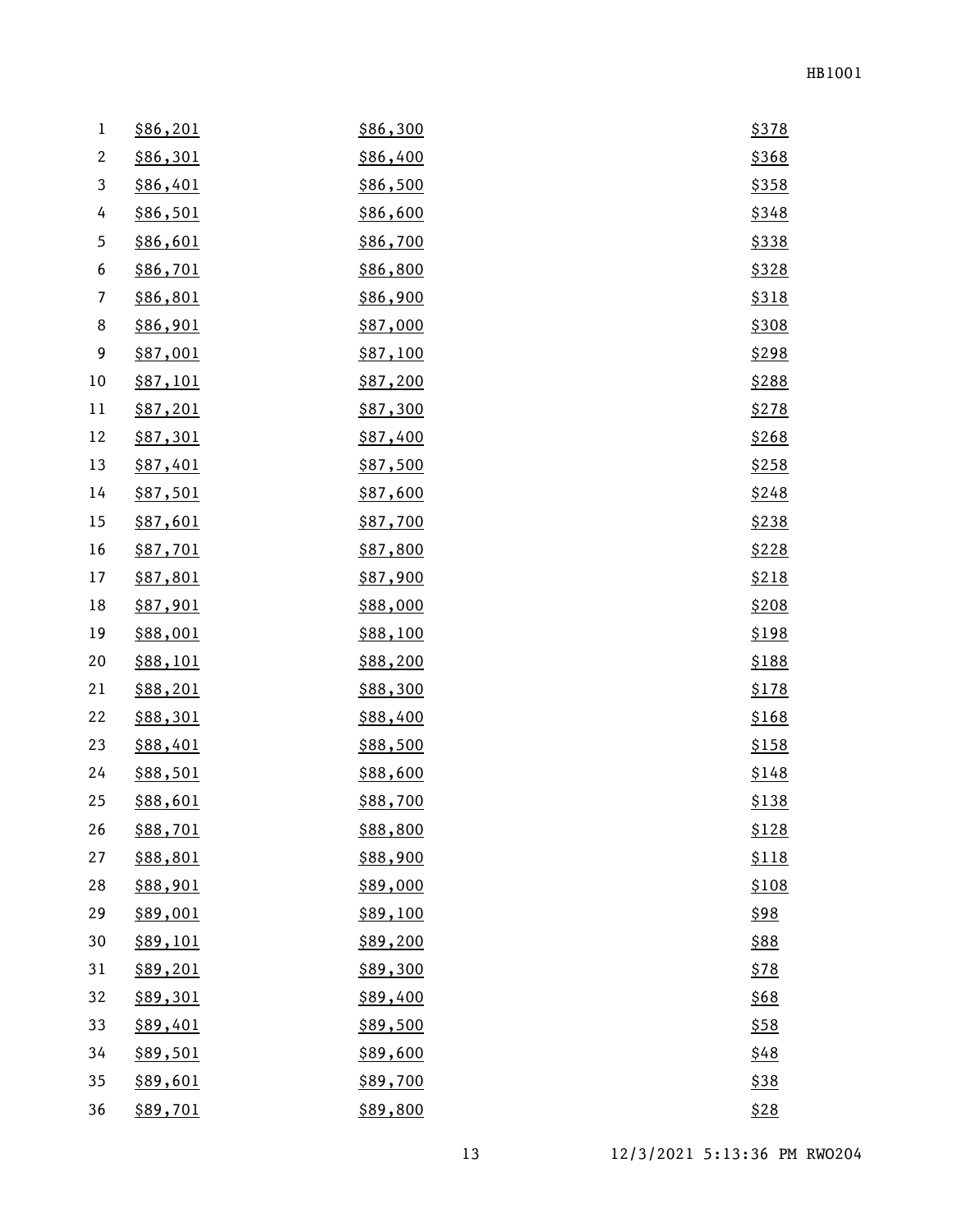| | | |
|---|---|---|
| $86,201 | $86,300 | $378 |
| $86,301 | $86,400 | $368 |
| $86,401 | $86,500 | $358 |
| $86,501 | $86,600 | $348 |
| $86,601 | $86,700 | $338 |
| $86,701 | $86,800 | $328 |
| $86,801 | $86,900 | $318 |
| $86,901 | $87,000 | $308 |
| $87,001 | $87,100 | $298 |
| $87,101 | $87,200 | $288 |
| $87,201 | $87,300 | $278 |
| $87,301 | $87,400 | $268 |
| $87,401 | $87,500 | $258 |
| $87,501 | $87,600 | $248 |
| $87,601 | $87,700 | $238 |
| $87,701 | $87,800 | $228 |
| $87,801 | $87,900 | $218 |
| $87,901 | $88,000 | $208 |
| $88,001 | $88,100 | $198 |
| $88,101 | $88,200 | $188 |
| $88,201 | $88,300 | $178 |
| $88,301 | $88,400 | $168 |
| $88,401 | $88,500 | $158 |
| $88,501 | $88,600 | $148 |
| $88,601 | $88,700 | $138 |
| $88,701 | $88,800 | $128 |
| $88,801 | $88,900 | $118 |
| $88,901 | $89,000 | $108 |
| $89,001 | $89,100 | $98 |
| $89,101 | $89,200 | $88 |
| $89,201 | $89,300 | $78 |
| $89,301 | $89,400 | $68 |
| $89,401 | $89,500 | $58 |
| $89,501 | $89,600 | $48 |
| $89,601 | $89,700 | $38 |
| $89,701 | $89,800 | $28 |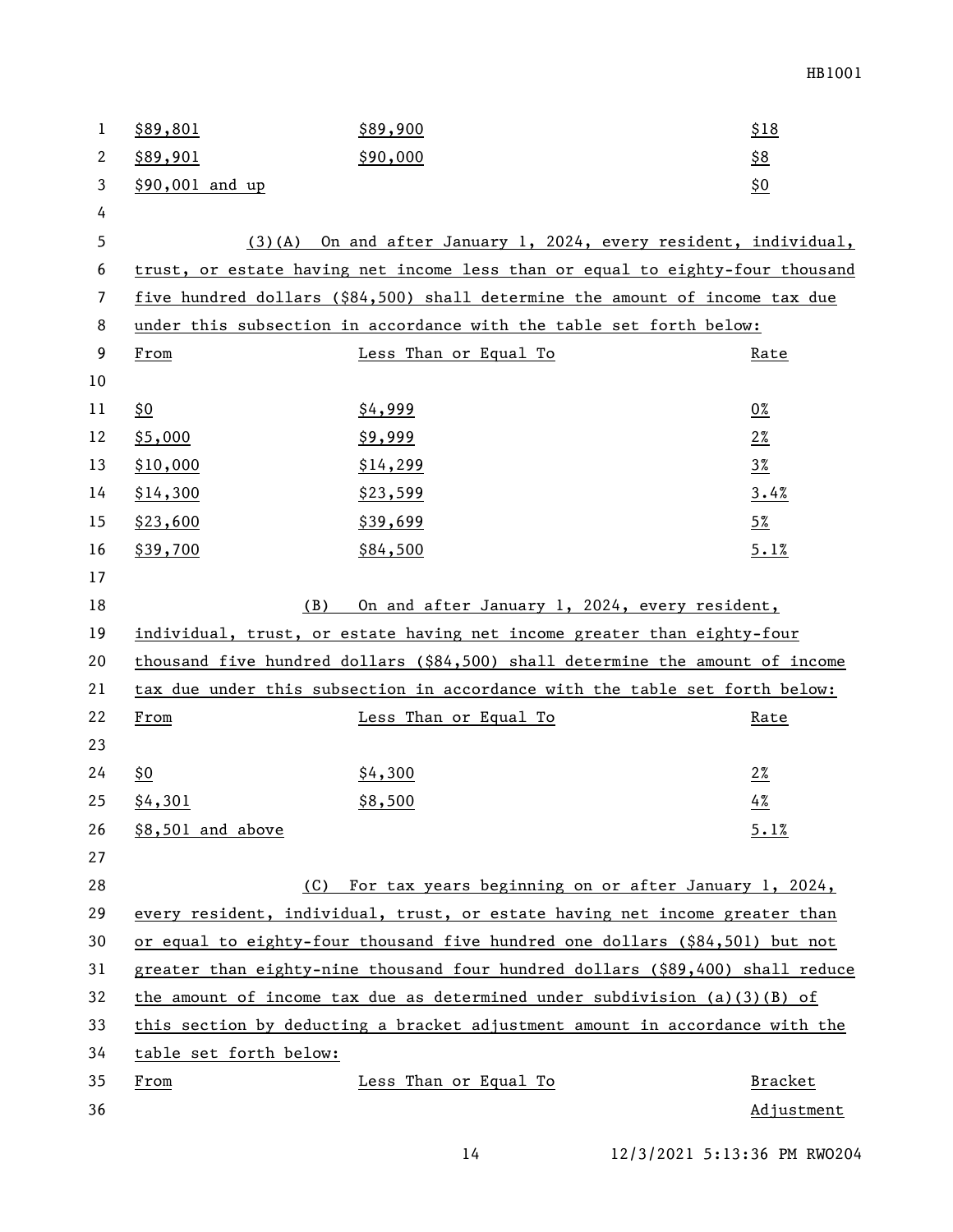| | | |
|---|---|---|
| $89,801 | $89,900 | $18 |
| $89,901 | $90,000 | $8 |
| $90,001 and up | | $0 |

(3)(A) On and after January 1, 2024, every resident, individual, trust, or estate having net income less than or equal to eighty-four thousand five hundred dollars ($84,500) shall determine the amount of income tax due under this subsection in accordance with the table set forth below:

| From | Less Than or Equal To | Rate |
|---|---|---|
| $0 | $4,999 | 0% |
| $5,000 | $9,999 | 2% |
| $10,000 | $14,299 | 3% |
| $14,300 | $23,599 | 3.4% |
| $23,600 | $39,699 | 5% |
| $39,700 | $84,500 | 5.1% |

(B) On and after January 1, 2024, every resident, individual, trust, or estate having net income greater than eighty-four thousand five hundred dollars ($84,500) shall determine the amount of income tax due under this subsection in accordance with the table set forth below:

| From | Less Than or Equal To | Rate |
|---|---|---|
| $0 | $4,300 | 2% |
| $4,301 | $8,500 | 4% |
| $8,501 and above | | 5.1% |

(C) For tax years beginning on or after January 1, 2024, every resident, individual, trust, or estate having net income greater than or equal to eighty-four thousand five hundred one dollars ($84,501) but not greater than eighty-nine thousand four hundred dollars ($89,400) shall reduce the amount of income tax due as determined under subdivision (a)(3)(B) of this section by deducting a bracket adjustment amount in accordance with the table set forth below:

| From | Less Than or Equal To | Bracket Adjustment |
|---|---|---|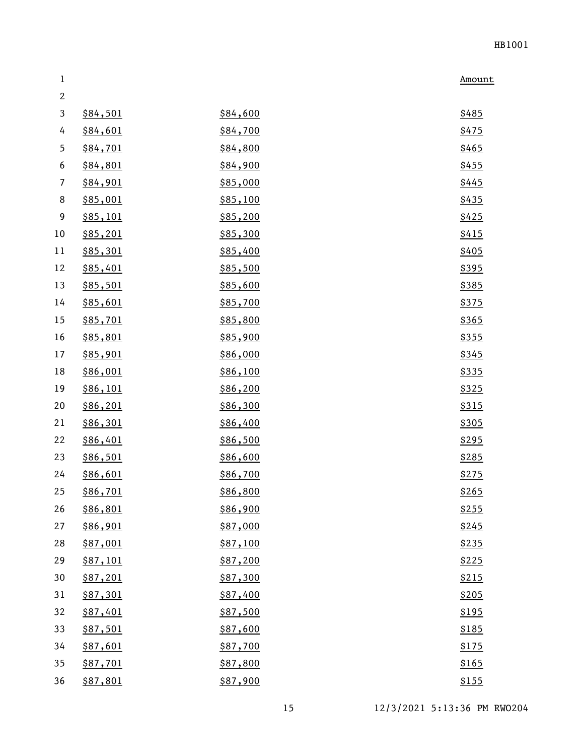| | | Amount |
|---|---|---|
| $84,501 | $84,600 | $485 |
| $84,601 | $84,700 | $475 |
| $84,701 | $84,800 | $465 |
| $84,801 | $84,900 | $455 |
| $84,901 | $85,000 | $445 |
| $85,001 | $85,100 | $435 |
| $85,101 | $85,200 | $425 |
| $85,201 | $85,300 | $415 |
| $85,301 | $85,400 | $405 |
| $85,401 | $85,500 | $395 |
| $85,501 | $85,600 | $385 |
| $85,601 | $85,700 | $375 |
| $85,701 | $85,800 | $365 |
| $85,801 | $85,900 | $355 |
| $85,901 | $86,000 | $345 |
| $86,001 | $86,100 | $335 |
| $86,101 | $86,200 | $325 |
| $86,201 | $86,300 | $315 |
| $86,301 | $86,400 | $305 |
| $86,401 | $86,500 | $295 |
| $86,501 | $86,600 | $285 |
| $86,601 | $86,700 | $275 |
| $86,701 | $86,800 | $265 |
| $86,801 | $86,900 | $255 |
| $86,901 | $87,000 | $245 |
| $87,001 | $87,100 | $235 |
| $87,101 | $87,200 | $225 |
| $87,201 | $87,300 | $215 |
| $87,301 | $87,400 | $205 |
| $87,401 | $87,500 | $195 |
| $87,501 | $87,600 | $185 |
| $87,601 | $87,700 | $175 |
| $87,701 | $87,800 | $165 |
| $87,801 | $87,900 | $155 |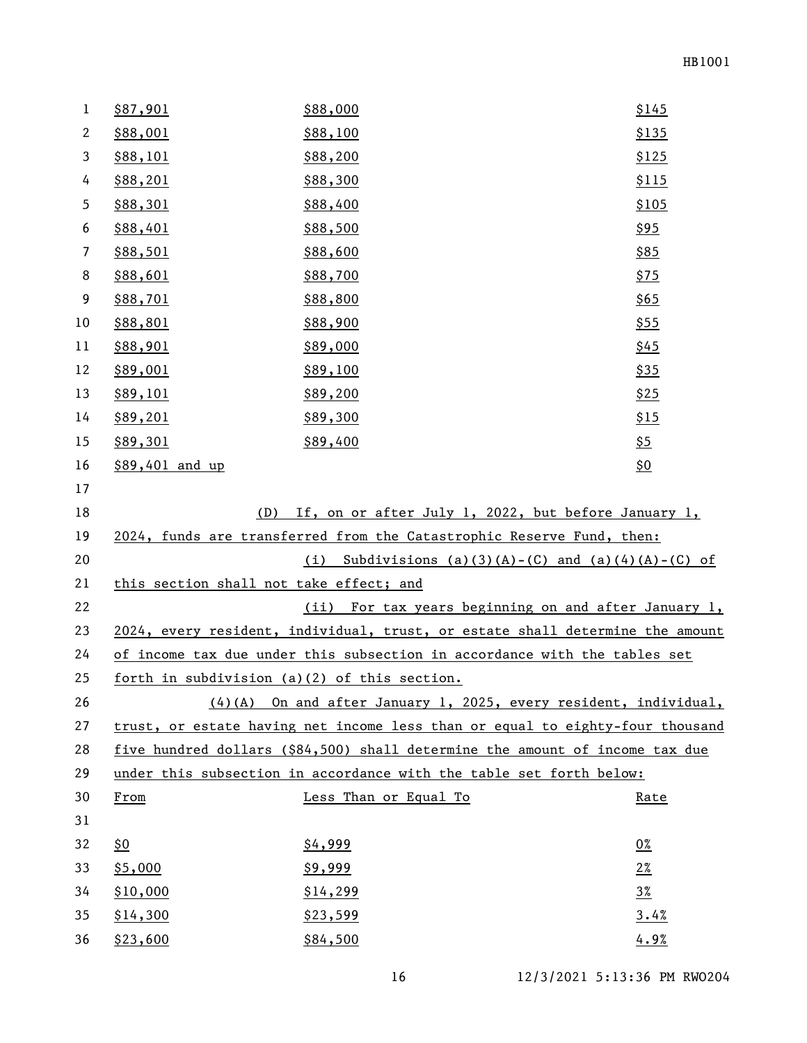| | | |
|---|---|---|
| $87,901 | $88,000 | $145 |
| $88,001 | $88,100 | $135 |
| $88,101 | $88,200 | $125 |
| $88,201 | $88,300 | $115 |
| $88,301 | $88,400 | $105 |
| $88,401 | $88,500 | $95 |
| $88,501 | $88,600 | $85 |
| $88,601 | $88,700 | $75 |
| $88,701 | $88,800 | $65 |
| $88,801 | $88,900 | $55 |
| $88,901 | $89,000 | $45 |
| $89,001 | $89,100 | $35 |
| $89,101 | $89,200 | $25 |
| $89,201 | $89,300 | $15 |
| $89,301 | $89,400 | $5 |
| $89,401 and up | | $0 |

(D) If, on or after July 1, 2022, but before January 1, 2024, funds are transferred from the Catastrophic Reserve Fund, then:

(i) Subdivisions (a)(3)(A)-(C) and (a)(4)(A)-(C) of this section shall not take effect; and

(ii) For tax years beginning on and after January 1, 2024, every resident, individual, trust, or estate shall determine the amount of income tax due under this subsection in accordance with the tables set forth in subdivision (a)(2) of this section.

(4)(A) On and after January 1, 2025, every resident, individual, trust, or estate having net income less than or equal to eighty-four thousand five hundred dollars ($84,500) shall determine the amount of income tax due under this subsection in accordance with the table set forth below:

| From | Less Than or Equal To | Rate |
|---|---|---|
| $0 | $4,999 | 0% |
| $5,000 | $9,999 | 2% |
| $10,000 | $14,299 | 3% |
| $14,300 | $23,599 | 3.4% |
| $23,600 | $84,500 | 4.9% |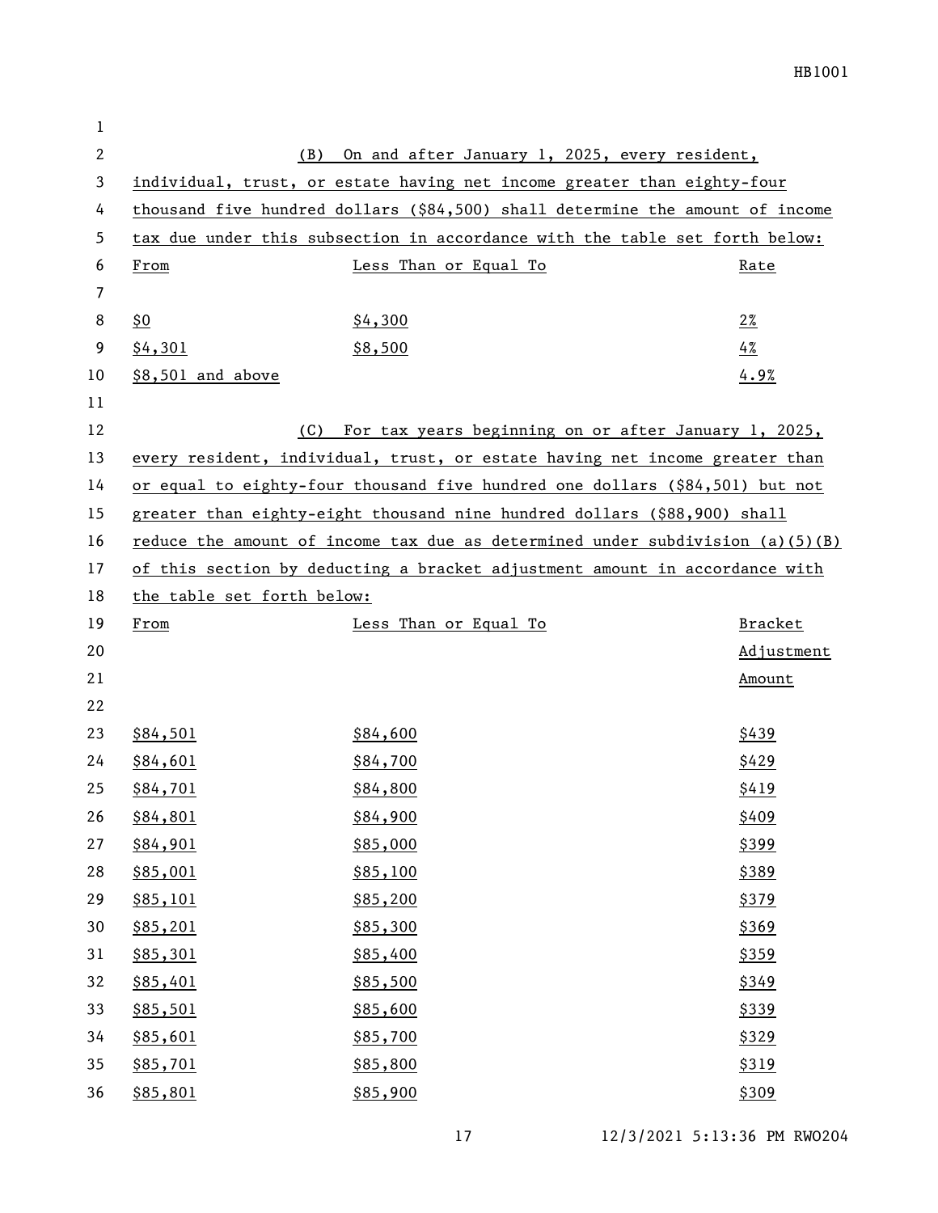(B) On and after January 1, 2025, every resident, individual, trust, or estate having net income greater than eighty-four thousand five hundred dollars ($84,500) shall determine the amount of income tax due under this subsection in accordance with the table set forth below:

| From | Less Than or Equal To | Rate |
|---|---|---|
| $0 | $4,300 | 2% |
| $4,301 | $8,500 | 4% |
| $8,501 and above | | 4.9% |

(C) For tax years beginning on or after January 1, 2025, every resident, individual, trust, or estate having net income greater than or equal to eighty-four thousand five hundred one dollars ($84,501) but not greater than eighty-eight thousand nine hundred dollars ($88,900) shall reduce the amount of income tax due as determined under subdivision (a)(5)(B) of this section by deducting a bracket adjustment amount in accordance with the table set forth below:

| From | Less Than or Equal To | Bracket Adjustment Amount |
|---|---|---|
| $84,501 | $84,600 | $439 |
| $84,601 | $84,700 | $429 |
| $84,701 | $84,800 | $419 |
| $84,801 | $84,900 | $409 |
| $84,901 | $85,000 | $399 |
| $85,001 | $85,100 | $389 |
| $85,101 | $85,200 | $379 |
| $85,201 | $85,300 | $369 |
| $85,301 | $85,400 | $359 |
| $85,401 | $85,500 | $349 |
| $85,501 | $85,600 | $339 |
| $85,601 | $85,700 | $329 |
| $85,701 | $85,800 | $319 |
| $85,801 | $85,900 | $309 |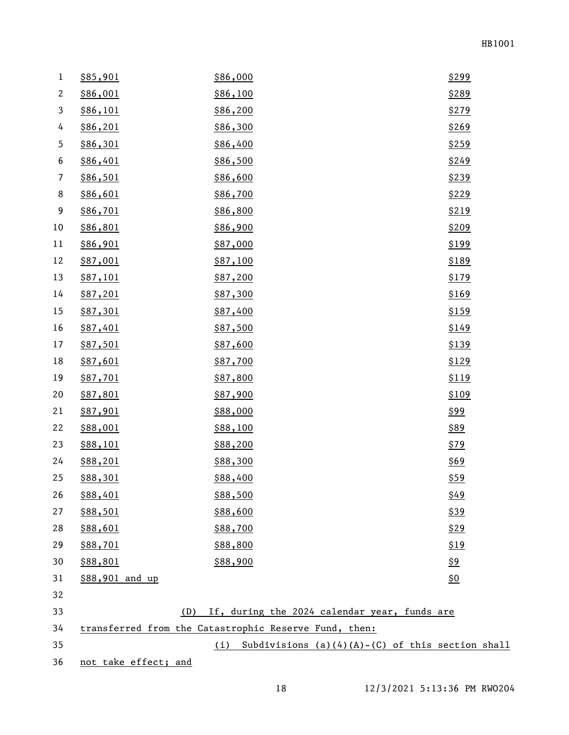| | | |
|---|---|---|
| $85,901 | $86,000 | $299 |
| $86,001 | $86,100 | $289 |
| $86,101 | $86,200 | $279 |
| $86,201 | $86,300 | $269 |
| $86,301 | $86,400 | $259 |
| $86,401 | $86,500 | $249 |
| $86,501 | $86,600 | $239 |
| $86,601 | $86,700 | $229 |
| $86,701 | $86,800 | $219 |
| $86,801 | $86,900 | $209 |
| $86,901 | $87,000 | $199 |
| $87,001 | $87,100 | $189 |
| $87,101 | $87,200 | $179 |
| $87,201 | $87,300 | $169 |
| $87,301 | $87,400 | $159 |
| $87,401 | $87,500 | $149 |
| $87,501 | $87,600 | $139 |
| $87,601 | $87,700 | $129 |
| $87,701 | $87,800 | $119 |
| $87,801 | $87,900 | $109 |
| $87,901 | $88,000 | $99 |
| $88,001 | $88,100 | $89 |
| $88,101 | $88,200 | $79 |
| $88,201 | $88,300 | $69 |
| $88,301 | $88,400 | $59 |
| $88,401 | $88,500 | $49 |
| $88,501 | $88,600 | $39 |
| $88,601 | $88,700 | $29 |
| $88,701 | $88,800 | $19 |
| $88,801 | $88,900 | $9 |
| $88,901 and up | | $0 |

(D) If, during the 2024 calendar year, funds are transferred from the Catastrophic Reserve Fund, then:

(i) Subdivisions (a)(4)(A)-(C) of this section shall not take effect; and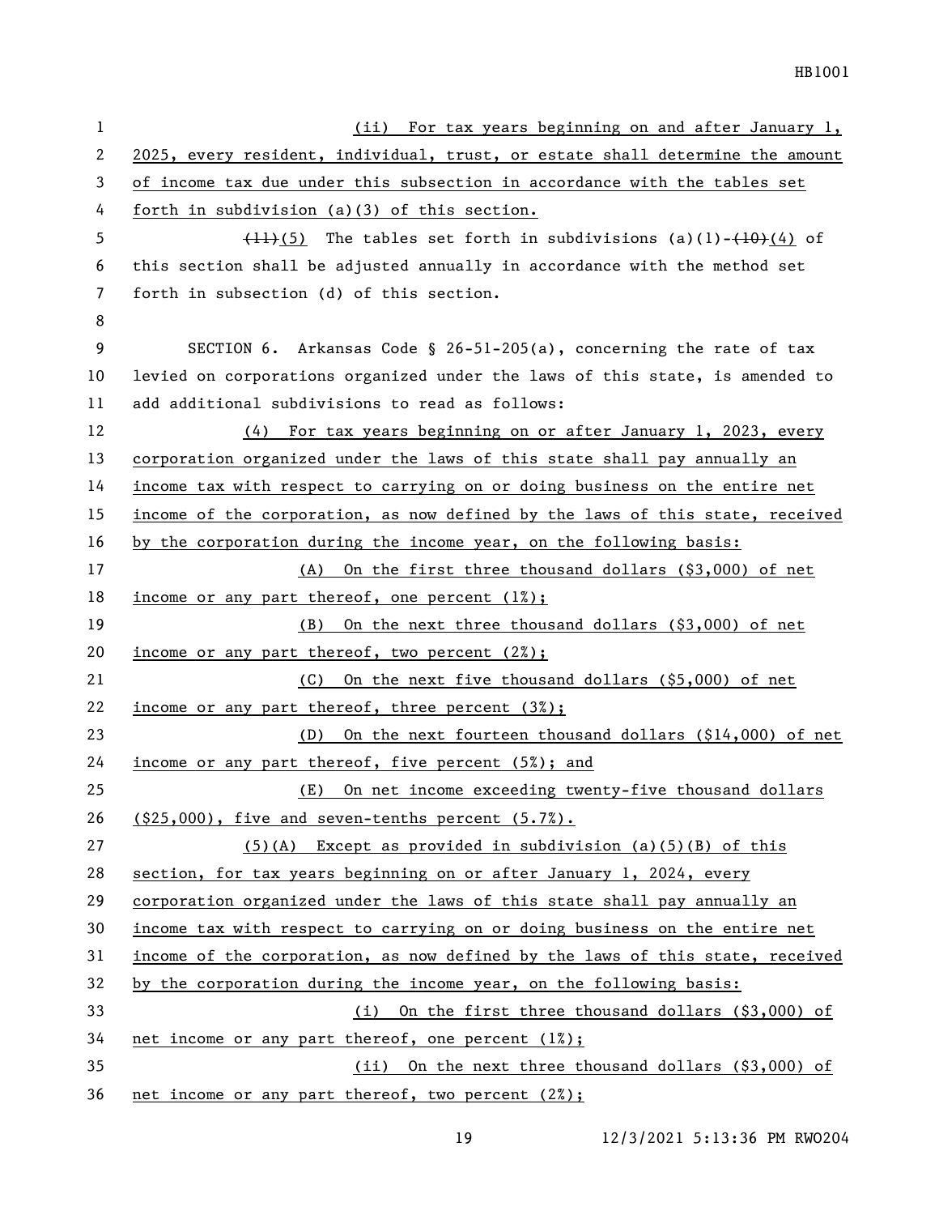(ii) For tax years beginning on and after January 1, 2025, every resident, individual, trust, or estate shall determine the amount of income tax due under this subsection in accordance with the tables set forth in subdivision (a)(3) of this section.

~~(11)~~(5) The tables set forth in subdivisions (a)(1)-~~(10)~~(4) of this section shall be adjusted annually in accordance with the method set forth in subsection (d) of this section.

SECTION 6. Arkansas Code § 26-51-205(a), concerning the rate of tax levied on corporations organized under the laws of this state, is amended to add additional subdivisions to read as follows:

(4) For tax years beginning on or after January 1, 2023, every corporation organized under the laws of this state shall pay annually an income tax with respect to carrying on or doing business on the entire net income of the corporation, as now defined by the laws of this state, received by the corporation during the income year, on the following basis:

(A) On the first three thousand dollars ($3,000) of net income or any part thereof, one percent (1%);

(B) On the next three thousand dollars ($3,000) of net income or any part thereof, two percent (2%);

(C) On the next five thousand dollars ($5,000) of net income or any part thereof, three percent (3%);

(D) On the next fourteen thousand dollars ($14,000) of net income or any part thereof, five percent (5%); and

(E) On net income exceeding twenty-five thousand dollars ($25,000), five and seven-tenths percent (5.7%).

(5)(A) Except as provided in subdivision (a)(5)(B) of this section, for tax years beginning on or after January 1, 2024, every corporation organized under the laws of this state shall pay annually an income tax with respect to carrying on or doing business on the entire net income of the corporation, as now defined by the laws of this state, received by the corporation during the income year, on the following basis:

(i) On the first three thousand dollars ($3,000) of net income or any part thereof, one percent (1%);

(ii) On the next three thousand dollars ($3,000) of net income or any part thereof, two percent (2%);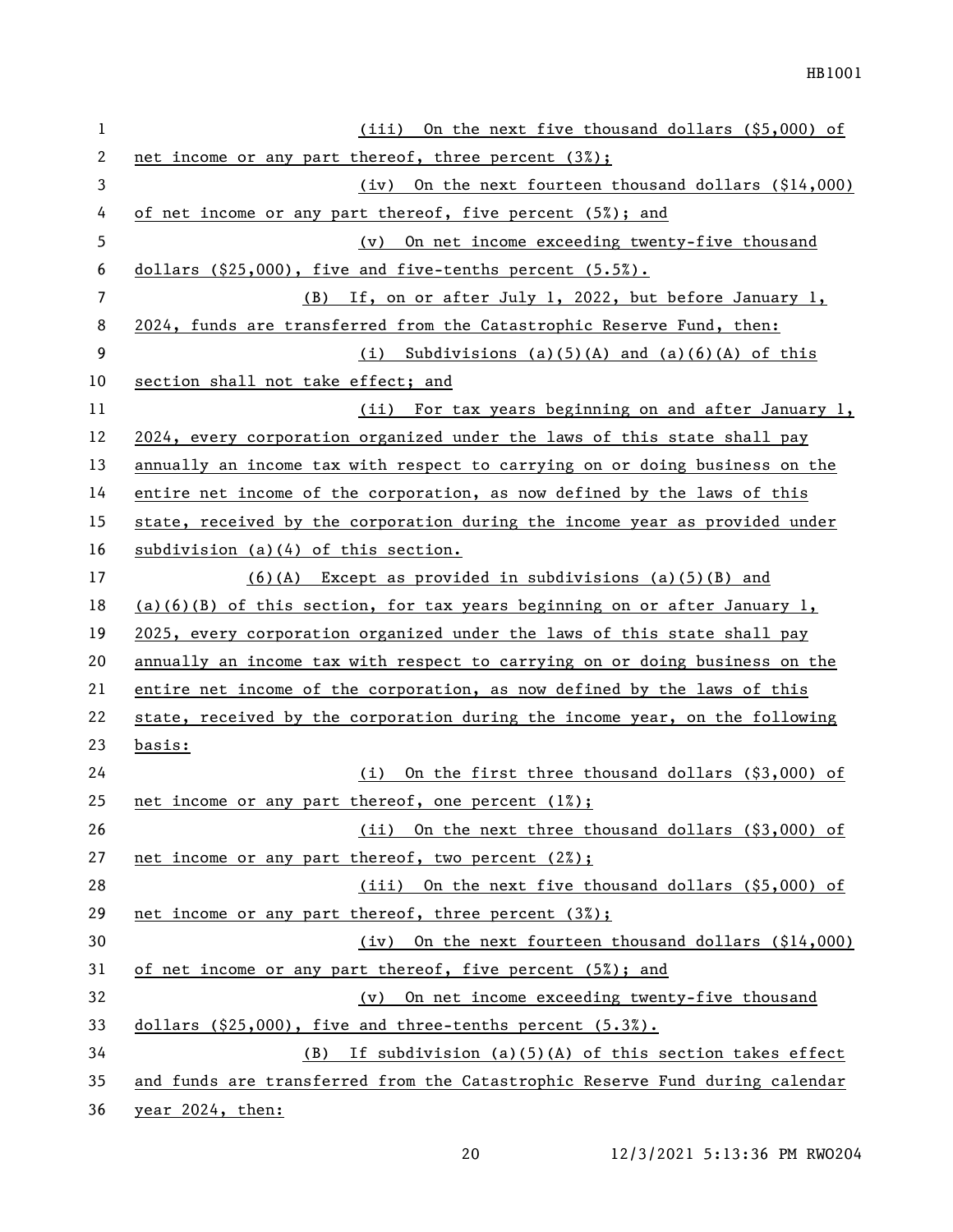(iii) On the next five thousand dollars ($5,000) of net income or any part thereof, three percent (3%);

(iv) On the next fourteen thousand dollars ($14,000) of net income or any part thereof, five percent (5%); and

(v) On net income exceeding twenty-five thousand dollars ($25,000), five and five-tenths percent (5.5%).

(B) If, on or after July 1, 2022, but before January 1, 2024, funds are transferred from the Catastrophic Reserve Fund, then:

(i) Subdivisions (a)(5)(A) and (a)(6)(A) of this section shall not take effect; and

(ii) For tax years beginning on and after January 1, 2024, every corporation organized under the laws of this state shall pay annually an income tax with respect to carrying on or doing business on the entire net income of the corporation, as now defined by the laws of this state, received by the corporation during the income year as provided under subdivision (a)(4) of this section.

(6)(A) Except as provided in subdivisions (a)(5)(B) and (a)(6)(B) of this section, for tax years beginning on or after January 1, 2025, every corporation organized under the laws of this state shall pay annually an income tax with respect to carrying on or doing business on the entire net income of the corporation, as now defined by the laws of this state, received by the corporation during the income year, on the following basis:

(i) On the first three thousand dollars ($3,000) of net income or any part thereof, one percent (1%);

(ii) On the next three thousand dollars ($3,000) of net income or any part thereof, two percent (2%);

(iii) On the next five thousand dollars ($5,000) of net income or any part thereof, three percent (3%);

(iv) On the next fourteen thousand dollars ($14,000) of net income or any part thereof, five percent (5%); and

(v) On net income exceeding twenty-five thousand dollars ($25,000), five and three-tenths percent (5.3%).

(B) If subdivision (a)(5)(A) of this section takes effect and funds are transferred from the Catastrophic Reserve Fund during calendar year 2024, then: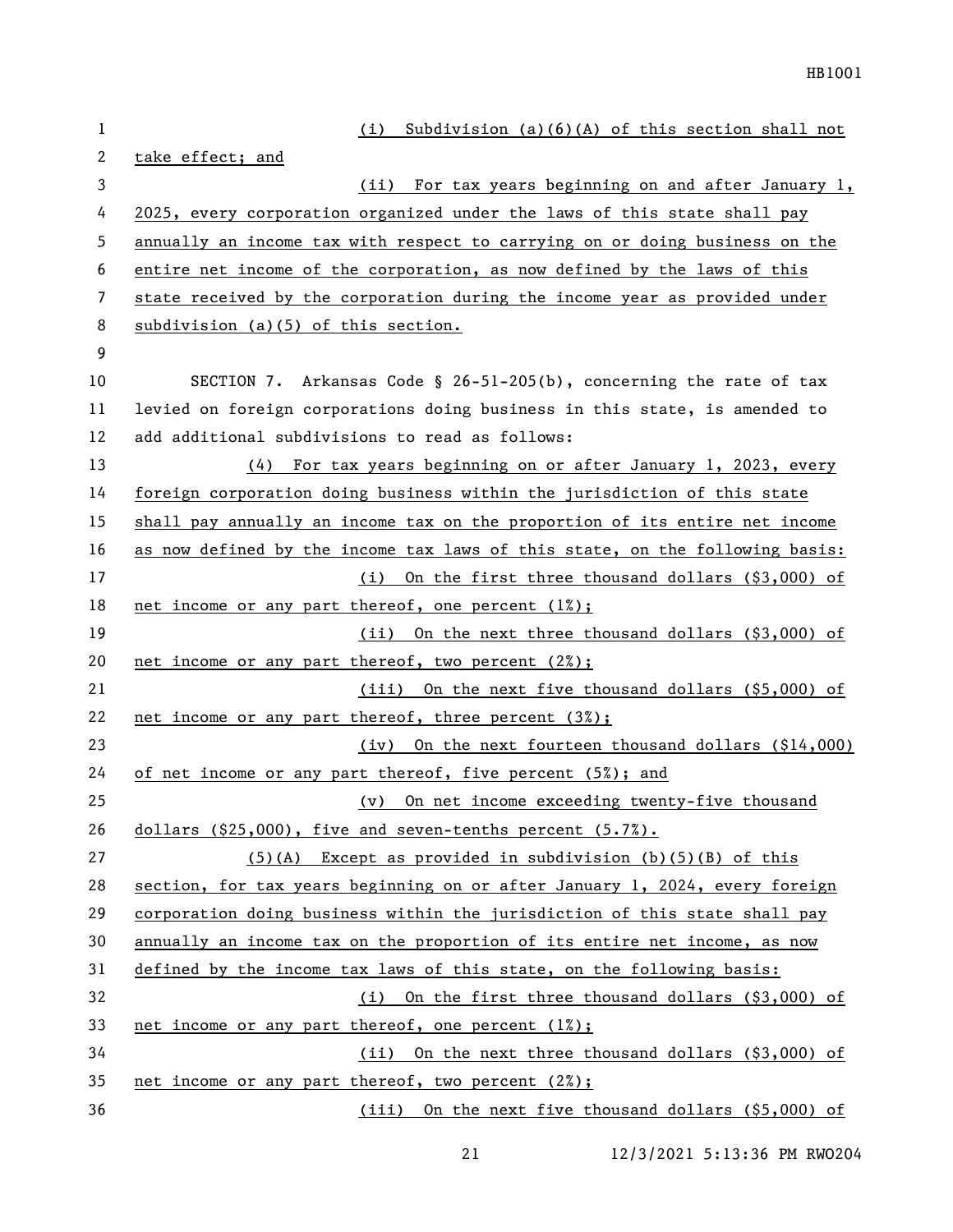(i) Subdivision (a)(6)(A) of this section shall not take effect; and

(ii) For tax years beginning on and after January 1, 2025, every corporation organized under the laws of this state shall pay annually an income tax with respect to carrying on or doing business on the entire net income of the corporation, as now defined by the laws of this state received by the corporation during the income year as provided under subdivision (a)(5) of this section.

SECTION 7. Arkansas Code § 26-51-205(b), concerning the rate of tax levied on foreign corporations doing business in this state, is amended to add additional subdivisions to read as follows:

(4) For tax years beginning on or after January 1, 2023, every foreign corporation doing business within the jurisdiction of this state shall pay annually an income tax on the proportion of its entire net income as now defined by the income tax laws of this state, on the following basis:

(i) On the first three thousand dollars ($3,000) of net income or any part thereof, one percent (1%);

(ii) On the next three thousand dollars ($3,000) of net income or any part thereof, two percent (2%);

(iii) On the next five thousand dollars ($5,000) of net income or any part thereof, three percent (3%);

(iv) On the next fourteen thousand dollars ($14,000) of net income or any part thereof, five percent (5%); and

(v) On net income exceeding twenty-five thousand dollars ($25,000), five and seven-tenths percent (5.7%).

(5)(A) Except as provided in subdivision (b)(5)(B) of this section, for tax years beginning on or after January 1, 2024, every foreign corporation doing business within the jurisdiction of this state shall pay annually an income tax on the proportion of its entire net income, as now defined by the income tax laws of this state, on the following basis:

(i) On the first three thousand dollars ($3,000) of net income or any part thereof, one percent (1%);

(ii) On the next three thousand dollars ($3,000) of net income or any part thereof, two percent (2%);

(iii) On the next five thousand dollars ($5,000) of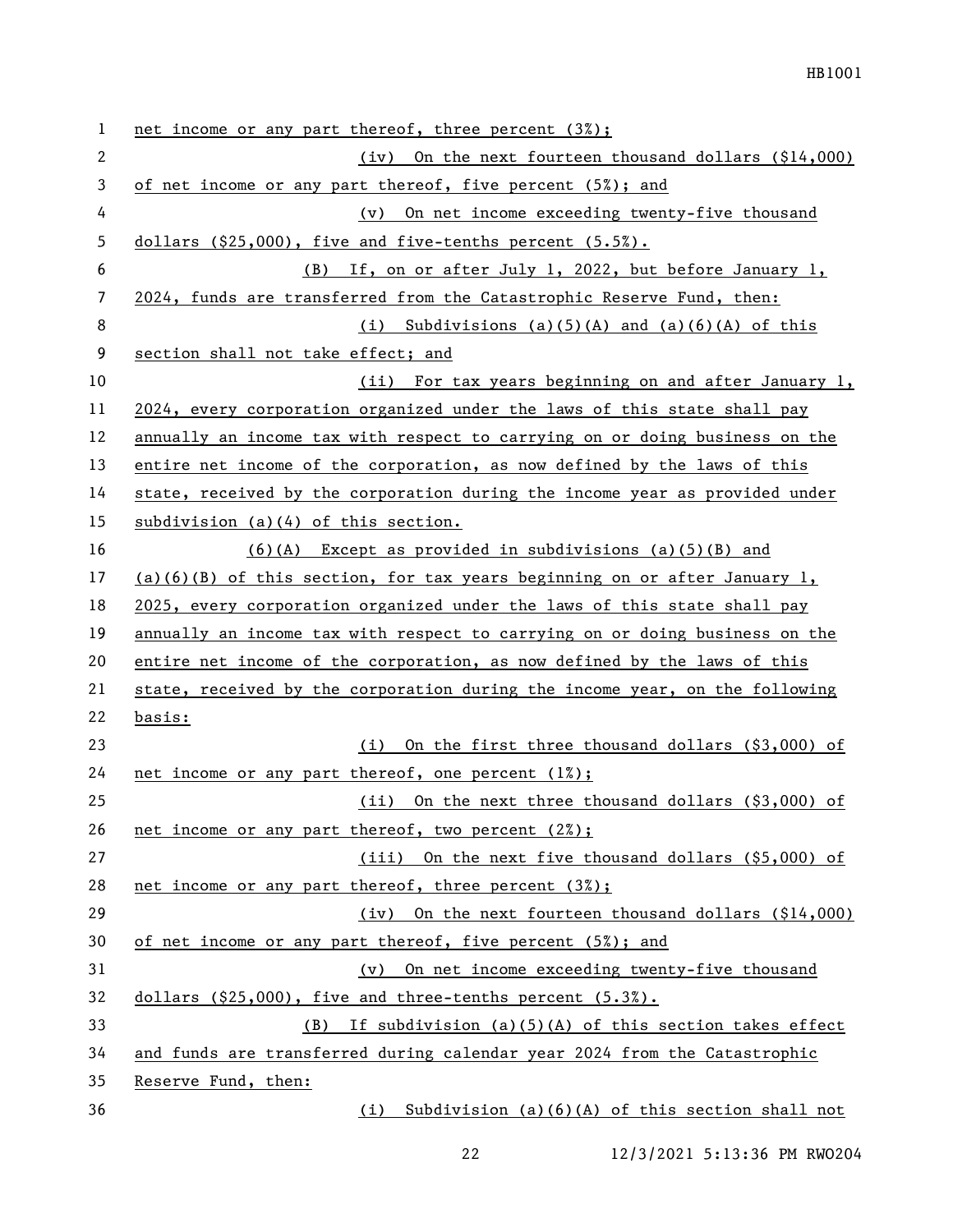net income or any part thereof, three percent (3%);

(iv) On the next fourteen thousand dollars ($14,000) of net income or any part thereof, five percent (5%); and

(v) On net income exceeding twenty-five thousand dollars ($25,000), five and five-tenths percent (5.5%).

(B) If, on or after July 1, 2022, but before January 1, 2024, funds are transferred from the Catastrophic Reserve Fund, then:

(i) Subdivisions (a)(5)(A) and (a)(6)(A) of this section shall not take effect; and

(ii) For tax years beginning on and after January 1, 2024, every corporation organized under the laws of this state shall pay annually an income tax with respect to carrying on or doing business on the entire net income of the corporation, as now defined by the laws of this state, received by the corporation during the income year as provided under subdivision (a)(4) of this section.

(6)(A) Except as provided in subdivisions (a)(5)(B) and (a)(6)(B) of this section, for tax years beginning on or after January 1, 2025, every corporation organized under the laws of this state shall pay annually an income tax with respect to carrying on or doing business on the entire net income of the corporation, as now defined by the laws of this state, received by the corporation during the income year, on the following basis:

(i) On the first three thousand dollars ($3,000) of net income or any part thereof, one percent (1%);

(ii) On the next three thousand dollars ($3,000) of net income or any part thereof, two percent (2%);

(iii) On the next five thousand dollars ($5,000) of net income or any part thereof, three percent (3%);

(iv) On the next fourteen thousand dollars ($14,000) of net income or any part thereof, five percent (5%); and

(v) On net income exceeding twenty-five thousand dollars ($25,000), five and three-tenths percent (5.3%).

(B) If subdivision (a)(5)(A) of this section takes effect and funds are transferred during calendar year 2024 from the Catastrophic Reserve Fund, then:

(i) Subdivision (a)(6)(A) of this section shall not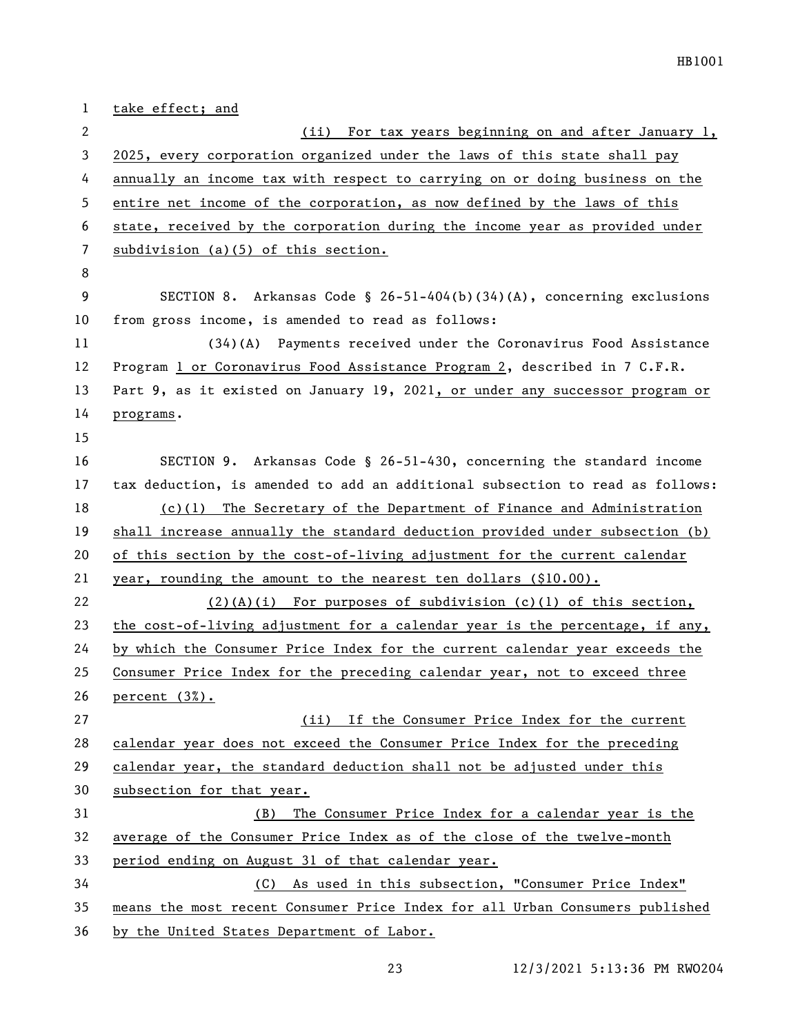take effect; and

(ii) For tax years beginning on and after January 1, 2025, every corporation organized under the laws of this state shall pay annually an income tax with respect to carrying on or doing business on the entire net income of the corporation, as now defined by the laws of this state, received by the corporation during the income year as provided under subdivision (a)(5) of this section.

SECTION 8. Arkansas Code § 26-51-404(b)(34)(A), concerning exclusions from gross income, is amended to read as follows:

(34)(A) Payments received under the Coronavirus Food Assistance Program 1 or Coronavirus Food Assistance Program 2, described in 7 C.F.R. Part 9, as it existed on January 19, 2021, or under any successor program or programs.

SECTION 9. Arkansas Code § 26-51-430, concerning the standard income tax deduction, is amended to add an additional subsection to read as follows:

(c)(1) The Secretary of the Department of Finance and Administration shall increase annually the standard deduction provided under subsection (b) of this section by the cost-of-living adjustment for the current calendar year, rounding the amount to the nearest ten dollars ($10.00).

(2)(A)(i) For purposes of subdivision (c)(1) of this section, the cost-of-living adjustment for a calendar year is the percentage, if any, by which the Consumer Price Index for the current calendar year exceeds the Consumer Price Index for the preceding calendar year, not to exceed three percent (3%).

(ii) If the Consumer Price Index for the current calendar year does not exceed the Consumer Price Index for the preceding calendar year, the standard deduction shall not be adjusted under this subsection for that year.

(B) The Consumer Price Index for a calendar year is the average of the Consumer Price Index as of the close of the twelve-month period ending on August 31 of that calendar year.

(C) As used in this subsection, "Consumer Price Index" means the most recent Consumer Price Index for all Urban Consumers published by the United States Department of Labor.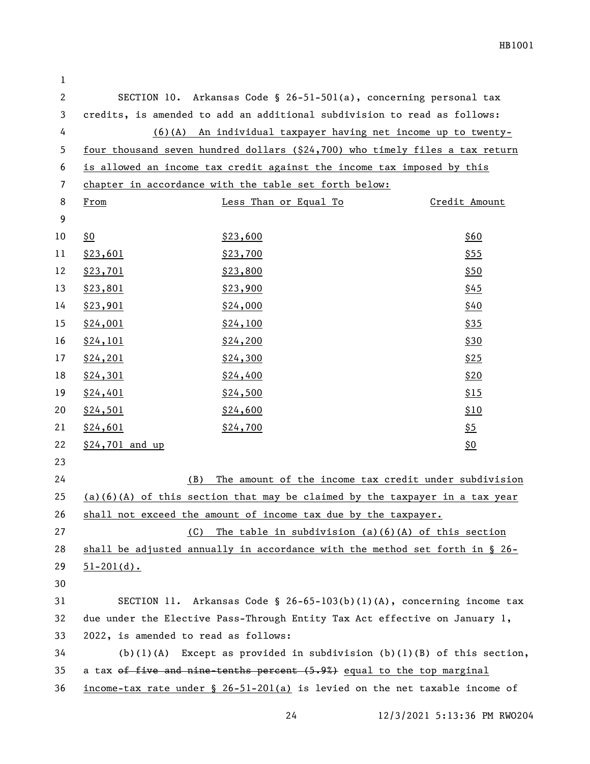SECTION 10. Arkansas Code § 26-51-501(a), concerning personal tax credits, is amended to add an additional subdivision to read as follows:

(6)(A) An individual taxpayer having net income up to twenty-four thousand seven hundred dollars ($24,700) who timely files a tax return is allowed an income tax credit against the income tax imposed by this chapter in accordance with the table set forth below:

| From | Less Than or Equal To | Credit Amount |
|---|---|---|
| $0 | $23,600 | $60 |
| $23,601 | $23,700 | $55 |
| $23,701 | $23,800 | $50 |
| $23,801 | $23,900 | $45 |
| $23,901 | $24,000 | $40 |
| $24,001 | $24,100 | $35 |
| $24,101 | $24,200 | $30 |
| $24,201 | $24,300 | $25 |
| $24,301 | $24,400 | $20 |
| $24,401 | $24,500 | $15 |
| $24,501 | $24,600 | $10 |
| $24,601 | $24,700 | $5 |
| $24,701 and up | | $0 |

(B) The amount of the income tax credit under subdivision (a)(6)(A) of this section that may be claimed by the taxpayer in a tax year shall not exceed the amount of income tax due by the taxpayer.

(C) The table in subdivision (a)(6)(A) of this section shall be adjusted annually in accordance with the method set forth in § 26-51-201(d).

SECTION 11. Arkansas Code § 26-65-103(b)(1)(A), concerning income tax due under the Elective Pass-Through Entity Tax Act effective on January 1, 2022, is amended to read as follows:

(b)(1)(A) Except as provided in subdivision (b)(1)(B) of this section, a tax ~~of five and nine-tenths percent (5.9%)~~ equal to the top marginal income-tax rate under § 26-51-201(a) is levied on the net taxable income of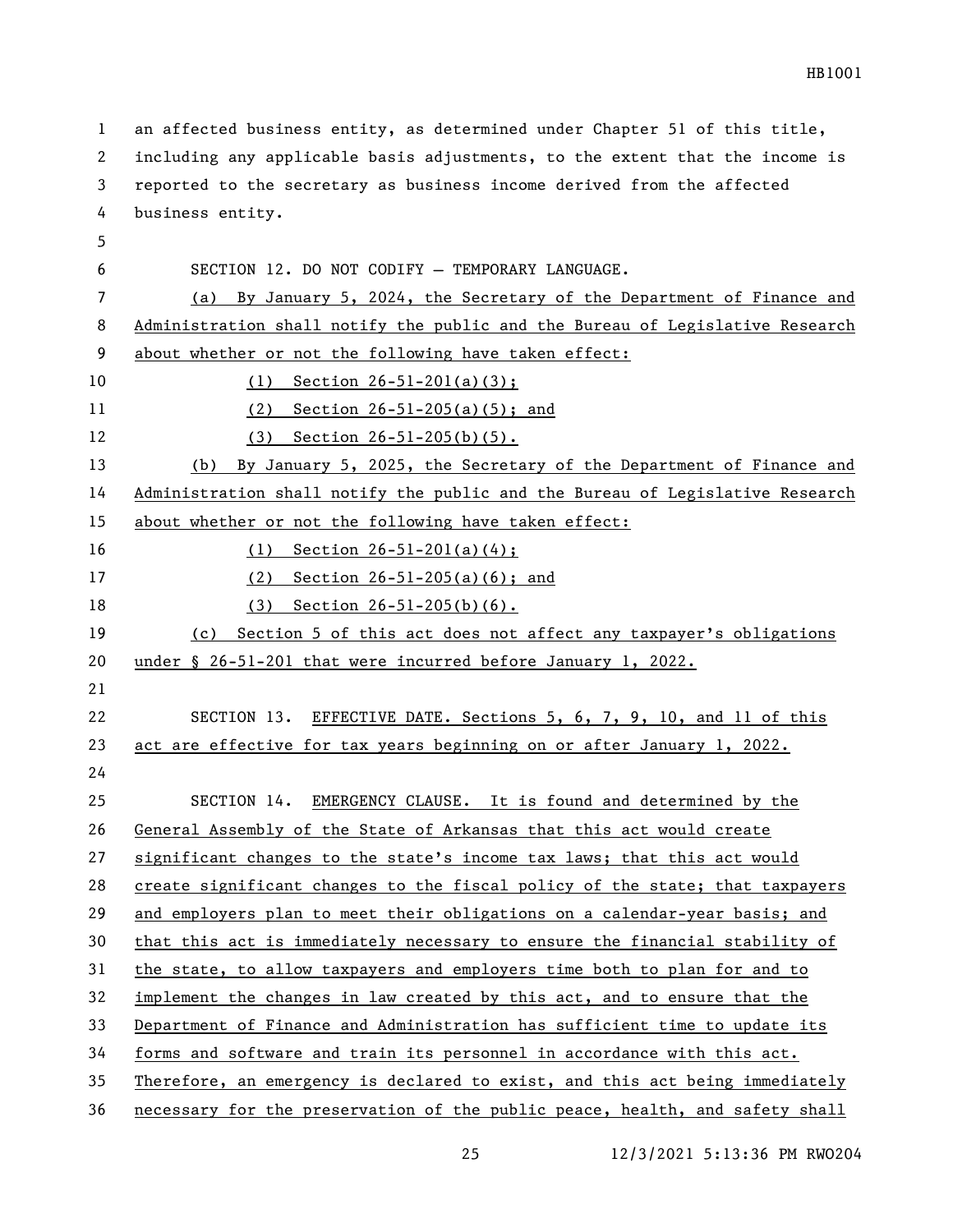an affected business entity, as determined under Chapter 51 of this title, including any applicable basis adjustments, to the extent that the income is reported to the secretary as business income derived from the affected business entity.

SECTION 12. DO NOT CODIFY — TEMPORARY LANGUAGE.

(a) By January 5, 2024, the Secretary of the Department of Finance and Administration shall notify the public and the Bureau of Legislative Research about whether or not the following have taken effect:

(1) Section 26-51-201(a)(3);

(2) Section 26-51-205(a)(5); and

(3) Section 26-51-205(b)(5).

(b) By January 5, 2025, the Secretary of the Department of Finance and Administration shall notify the public and the Bureau of Legislative Research about whether or not the following have taken effect:

(1) Section 26-51-201(a)(4);

(2) Section 26-51-205(a)(6); and

(3) Section 26-51-205(b)(6).

(c) Section 5 of this act does not affect any taxpayer's obligations under § 26-51-201 that were incurred before January 1, 2022.

SECTION 13. EFFECTIVE DATE. Sections 5, 6, 7, 9, 10, and 11 of this act are effective for tax years beginning on or after January 1, 2022.

SECTION 14. EMERGENCY CLAUSE. It is found and determined by the General Assembly of the State of Arkansas that this act would create significant changes to the state's income tax laws; that this act would create significant changes to the fiscal policy of the state; that taxpayers and employers plan to meet their obligations on a calendar-year basis; and that this act is immediately necessary to ensure the financial stability of the state, to allow taxpayers and employers time both to plan for and to implement the changes in law created by this act, and to ensure that the Department of Finance and Administration has sufficient time to update its forms and software and train its personnel in accordance with this act. Therefore, an emergency is declared to exist, and this act being immediately necessary for the preservation of the public peace, health, and safety shall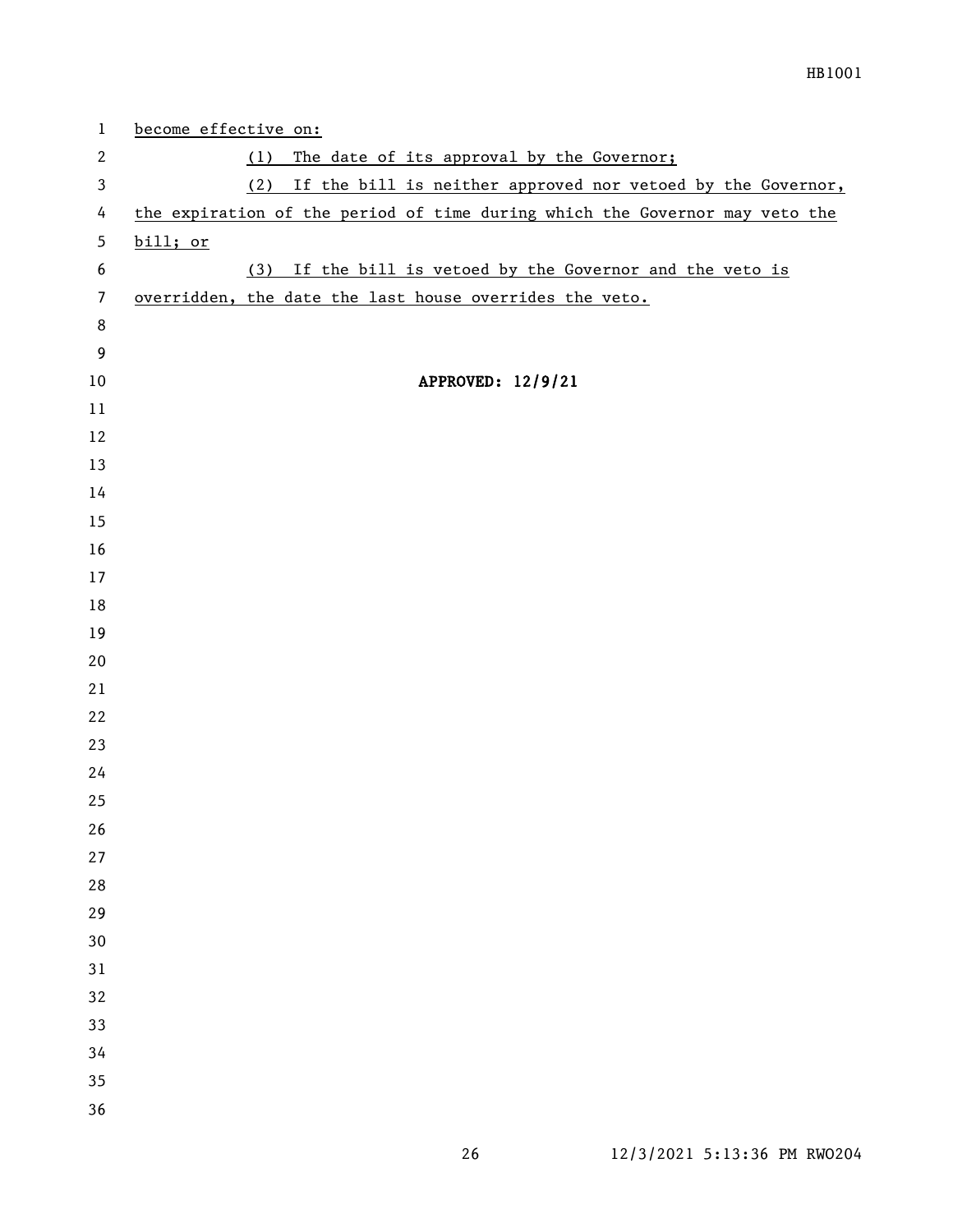become effective on:

(1) The date of its approval by the Governor;

(2) If the bill is neither approved nor vetoed by the Governor, the expiration of the period of time during which the Governor may veto the bill; or

(3) If the bill is vetoed by the Governor and the veto is overridden, the date the last house overrides the veto.

**APPROVED: 12/9/21**